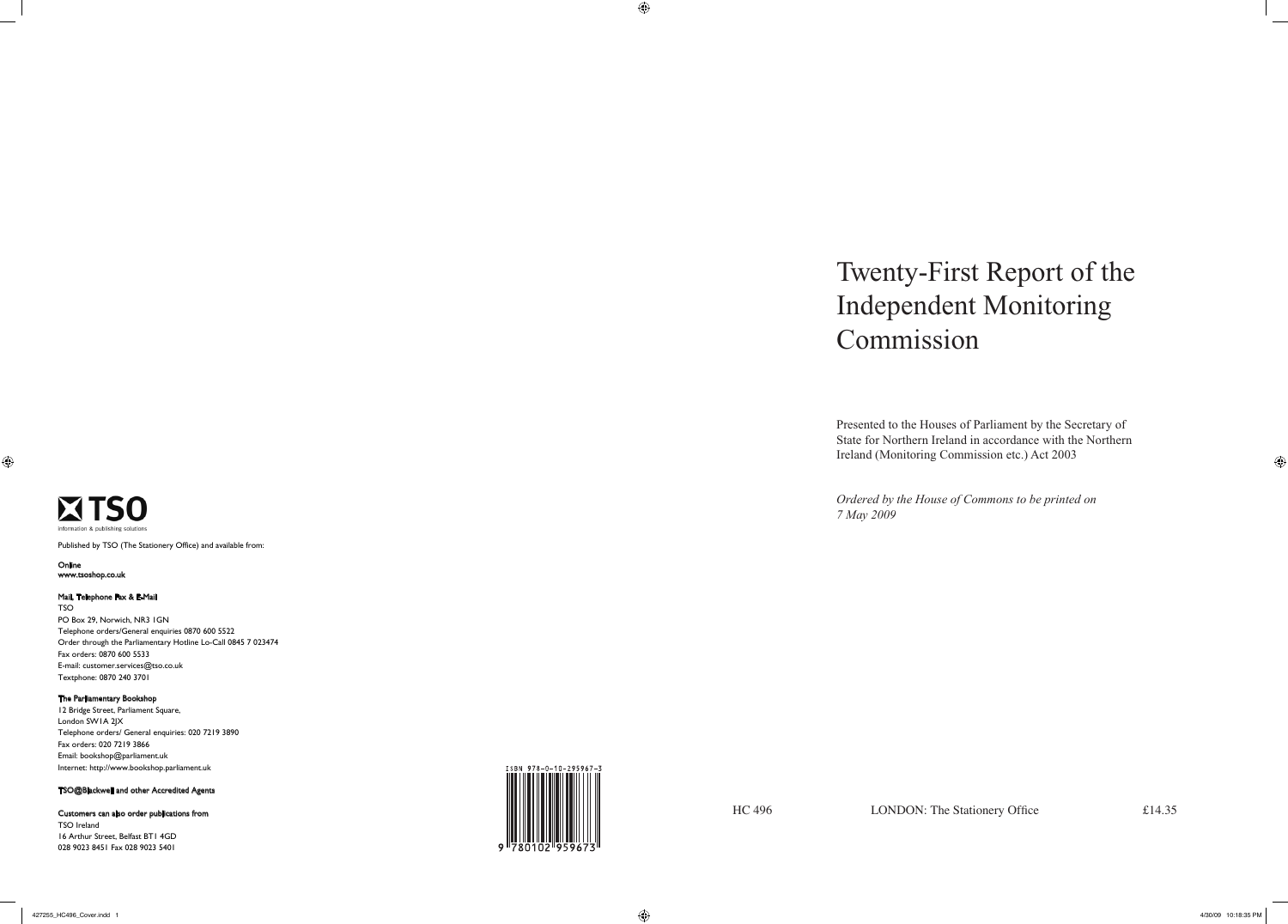# Twenty-First Report of the Independent Monitoring Commission

Presented to the Houses of Parliament by the Secretary of State for Northern Ireland in accordance with the Northern Ireland (Monitoring Commission etc.) Act 2003

*Ordered by the House of Commons to be printed on 7 May 2009*

HC 496 LONDON: The Stationery Office £14.35

TSO
information & publishing solutions

Published by TSO (The Stationery Office) and available from:

**Online**
www.tsoshop.co.uk

**Mail, Telephone Fax & E-Mail**
TSO
PO Box 29, Norwich, NR3 1GN
Telephone orders/General enquiries 0870 600 5522
Order through the Parliamentary Hotline Lo-Call 0845 7 023474
Fax orders: 0870 600 5533
E-mail: customer.services@tso.co.uk
Textphone: 0870 240 3701

**The Parliamentary Bookshop**
12 Bridge Street, Parliament Square,
London SW1A 2JX
Telephone orders/ General enquiries: 020 7219 3890
Fax orders: 020 7219 3866
Email: bookshop@parliament.uk
Internet: http://www.bookshop.parliament.uk

**TSO@Blackwell and other Accredited Agents**

**Customers can also order publications from**
TSO Ireland
16 Arthur Street, Belfast BT1 4GD
028 9023 8451 Fax 028 9023 5401

ISBN 978-0-10-295967-3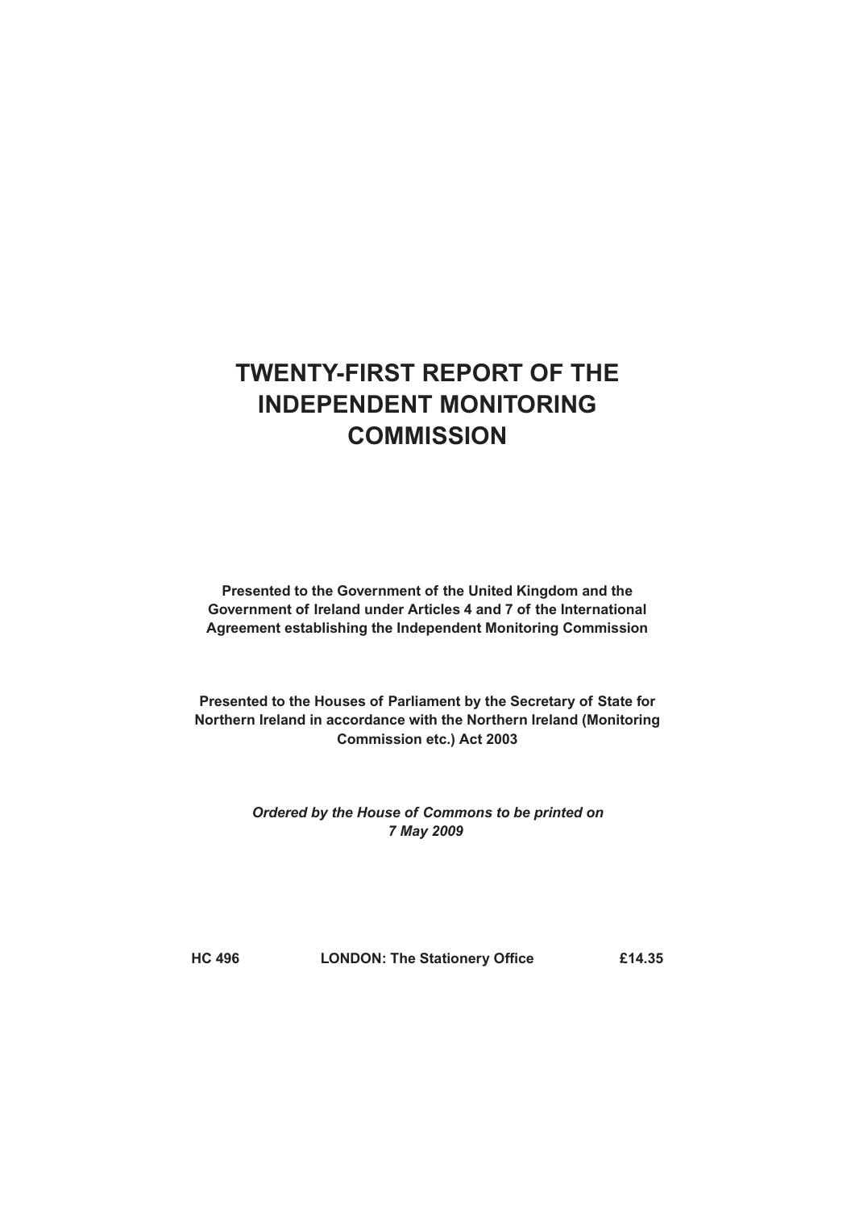# TWENTY-FIRST REPORT OF THE INDEPENDENT MONITORING COMMISSION

**Presented to the Government of the United Kingdom and the Government of Ireland under Articles 4 and 7 of the International Agreement establishing the Independent Monitoring Commission**

**Presented to the Houses of Parliament by the Secretary of State for Northern Ireland in accordance with the Northern Ireland (Monitoring Commission etc.) Act 2003**

***Ordered by the House of Commons to be printed on 7 May 2009***

**HC 496 LONDON: The Stationery Office £14.35**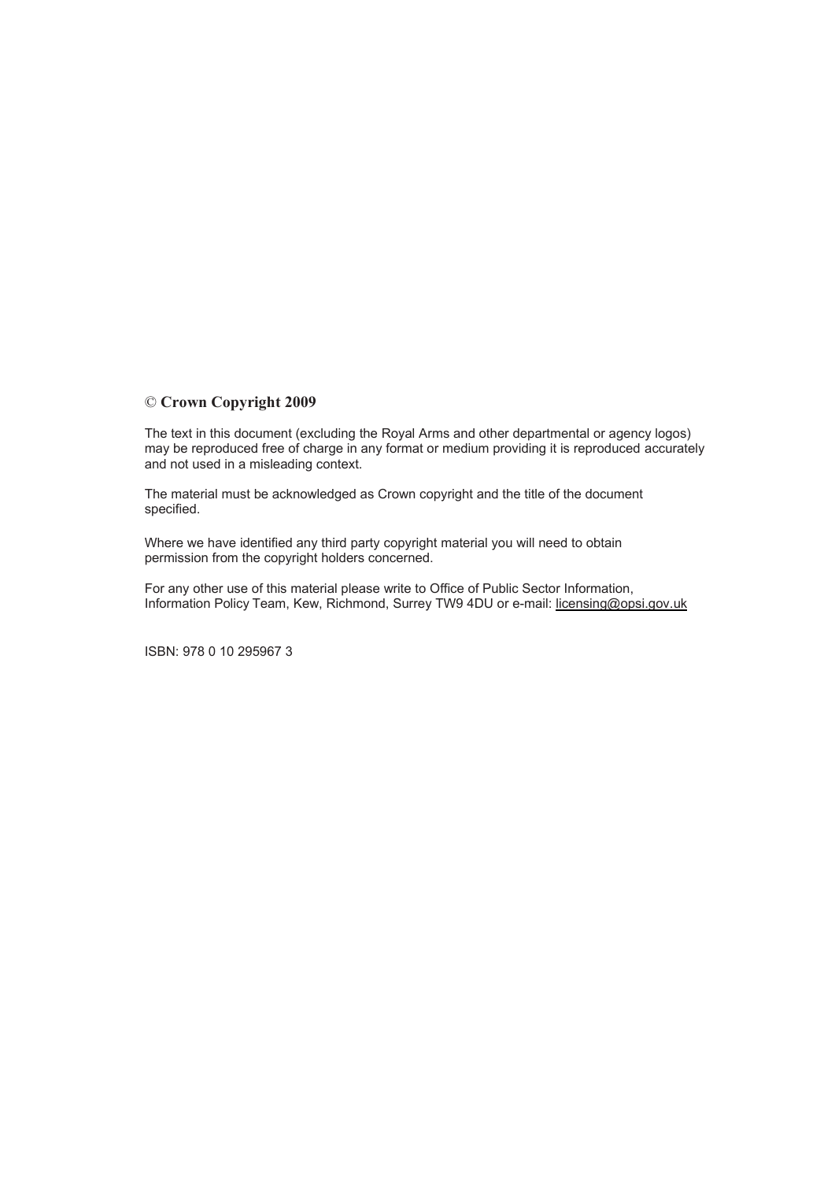© **Crown Copyright 2009**

The text in this document (excluding the Royal Arms and other departmental or agency logos) may be reproduced free of charge in any format or medium providing it is reproduced accurately and not used in a misleading context.

The material must be acknowledged as Crown copyright and the title of the document specified.

Where we have identified any third party copyright material you will need to obtain permission from the copyright holders concerned.

For any other use of this material please write to Office of Public Sector Information, Information Policy Team, Kew, Richmond, Surrey TW9 4DU or e-mail: licensing@opsi.gov.uk

ISBN: 978 0 10 295967 3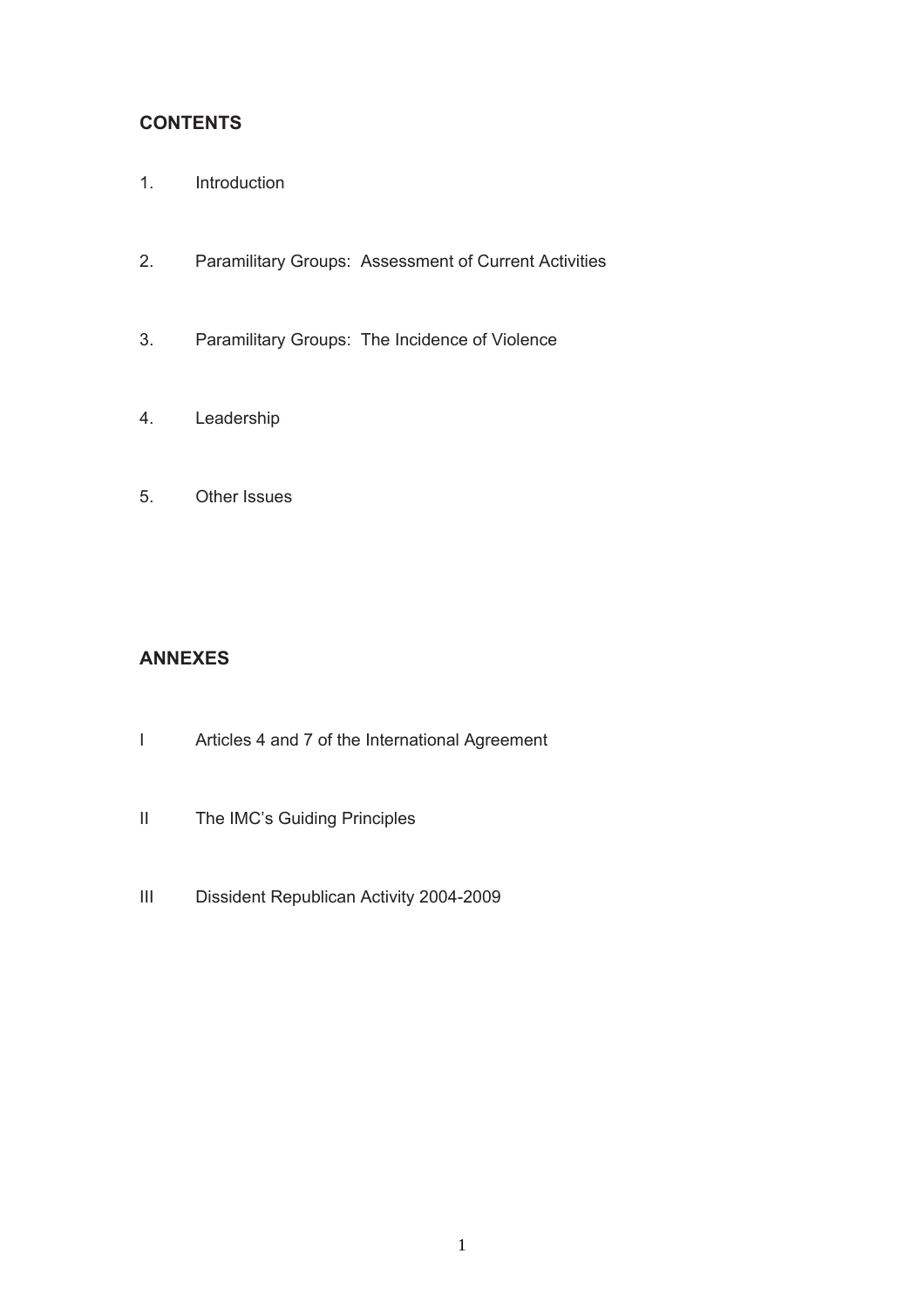## CONTENTS

1. Introduction

2. Paramilitary Groups: Assessment of Current Activities

3. Paramilitary Groups: The Incidence of Violence

4. Leadership

5. Other Issues

## ANNEXES

I Articles 4 and 7 of the International Agreement

II The IMC's Guiding Principles

III Dissident Republican Activity 2004-2009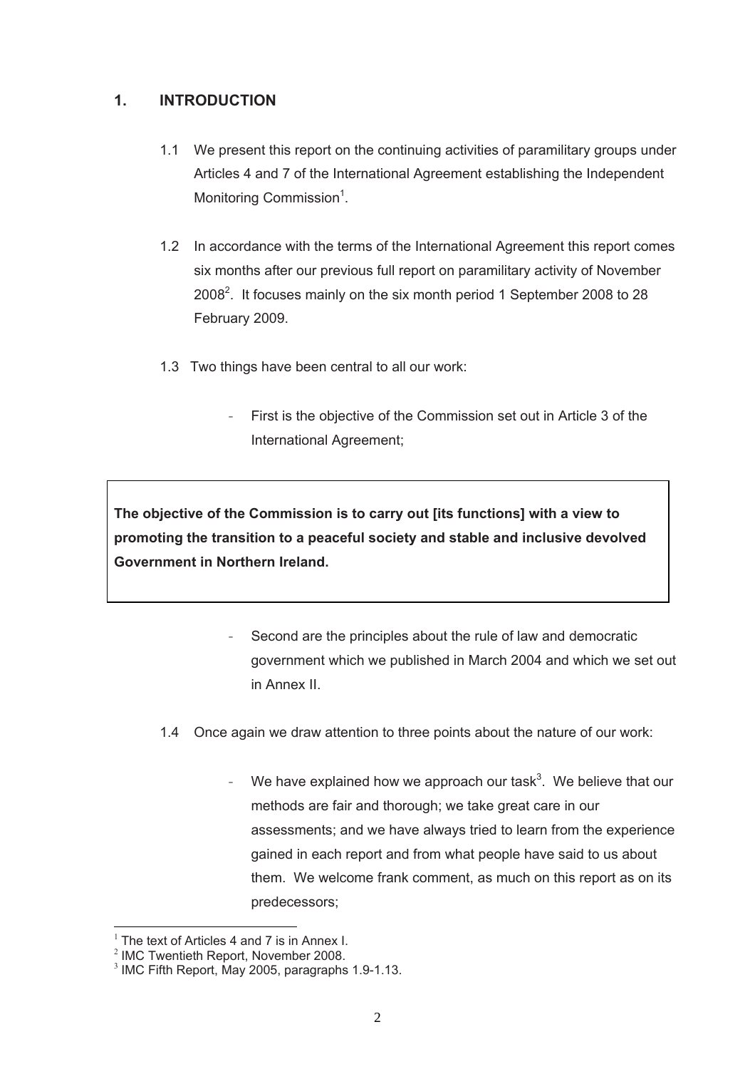## 1. INTRODUCTION

1.1 We present this report on the continuing activities of paramilitary groups under Articles 4 and 7 of the International Agreement establishing the Independent Monitoring Commission[1].

1.2 In accordance with the terms of the International Agreement this report comes six months after our previous full report on paramilitary activity of November 2008[2]. It focuses mainly on the six month period 1 September 2008 to 28 February 2009.

1.3 Two things have been central to all our work:

- First is the objective of the Commission set out in Article 3 of the International Agreement;

> **The objective of the Commission is to carry out [its functions] with a view to promoting the transition to a peaceful society and stable and inclusive devolved Government in Northern Ireland.**

- Second are the principles about the rule of law and democratic government which we published in March 2004 and which we set out in Annex II.

1.4 Once again we draw attention to three points about the nature of our work:

- We have explained how we approach our task[3]. We believe that our methods are fair and thorough; we take great care in our assessments; and we have always tried to learn from the experience gained in each report and from what people have said to us about them. We welcome frank comment, as much on this report as on its predecessors;

---

[1] The text of Articles 4 and 7 is in Annex I.

[2] IMC Twentieth Report, November 2008.

[3] IMC Fifth Report, May 2005, paragraphs 1.9-1.13.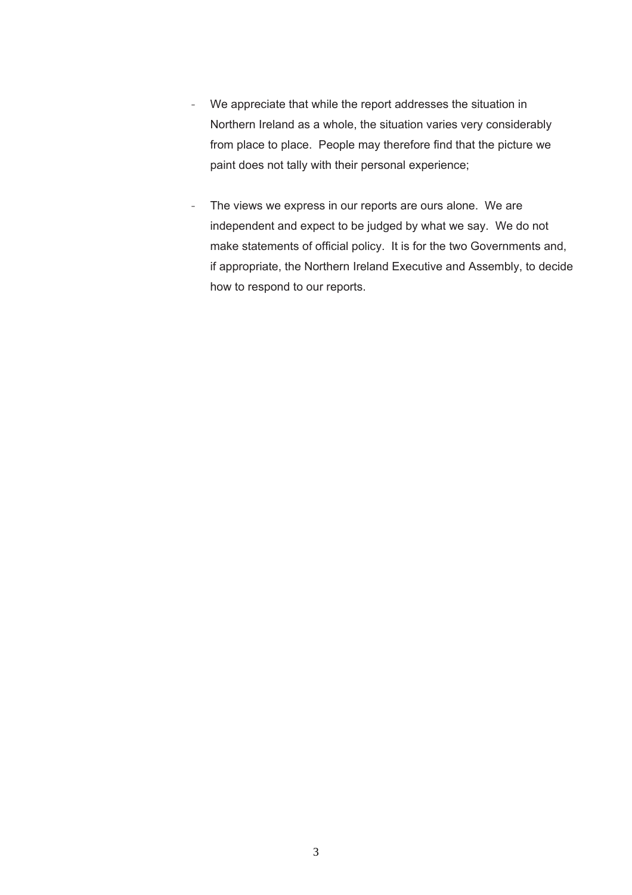- We appreciate that while the report addresses the situation in Northern Ireland as a whole, the situation varies very considerably from place to place. People may therefore find that the picture we paint does not tally with their personal experience;

- The views we express in our reports are ours alone. We are independent and expect to be judged by what we say. We do not make statements of official policy. It is for the two Governments and, if appropriate, the Northern Ireland Executive and Assembly, to decide how to respond to our reports.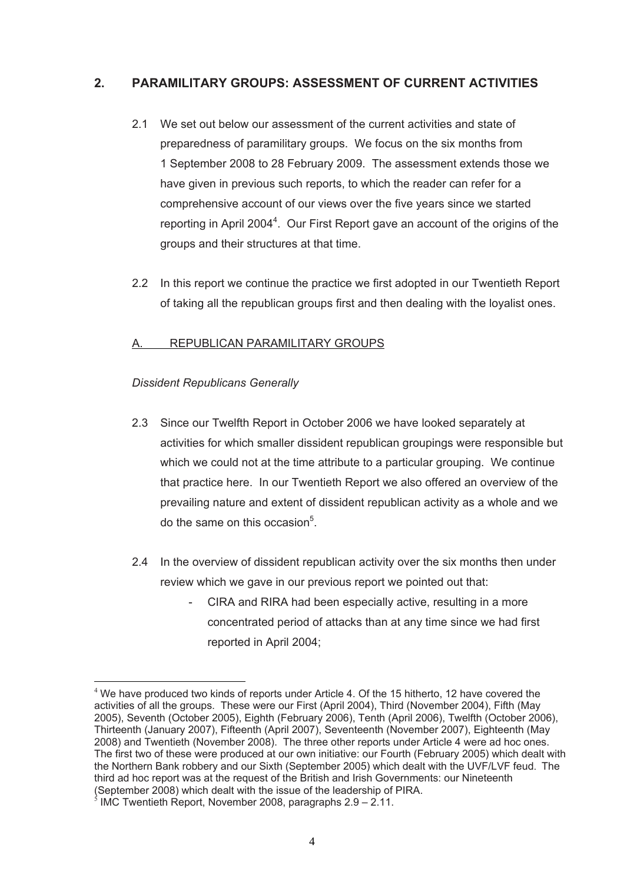## 2. PARAMILITARY GROUPS: ASSESSMENT OF CURRENT ACTIVITIES

2.1 We set out below our assessment of the current activities and state of preparedness of paramilitary groups. We focus on the six months from 1 September 2008 to 28 February 2009. The assessment extends those we have given in previous such reports, to which the reader can refer for a comprehensive account of our views over the five years since we started reporting in April 2004[4]. Our First Report gave an account of the origins of the groups and their structures at that time.

2.2 In this report we continue the practice we first adopted in our Twentieth Report of taking all the republican groups first and then dealing with the loyalist ones.

### A. REPUBLICAN PARAMILITARY GROUPS

*Dissident Republicans Generally*

2.3 Since our Twelfth Report in October 2006 we have looked separately at activities for which smaller dissident republican groupings were responsible but which we could not at the time attribute to a particular grouping. We continue that practice here. In our Twentieth Report we also offered an overview of the prevailing nature and extent of dissident republican activity as a whole and we do the same on this occasion[5].

2.4 In the overview of dissident republican activity over the six months then under review which we gave in our previous report we pointed out that:

- CIRA and RIRA had been especially active, resulting in a more concentrated period of attacks than at any time since we had first reported in April 2004;

---

[4] We have produced two kinds of reports under Article 4. Of the 15 hitherto, 12 have covered the activities of all the groups. These were our First (April 2004), Third (November 2004), Fifth (May 2005), Seventh (October 2005), Eighth (February 2006), Tenth (April 2006), Twelfth (October 2006), Thirteenth (January 2007), Fifteenth (April 2007), Seventeenth (November 2007), Eighteenth (May 2008) and Twentieth (November 2008). The three other reports under Article 4 were ad hoc ones. The first two of these were produced at our own initiative: our Fourth (February 2005) which dealt with the Northern Bank robbery and our Sixth (September 2005) which dealt with the UVF/LVF feud. The third ad hoc report was at the request of the British and Irish Governments: our Nineteenth (September 2008) which dealt with the issue of the leadership of PIRA.

[5] IMC Twentieth Report, November 2008, paragraphs 2.9 – 2.11.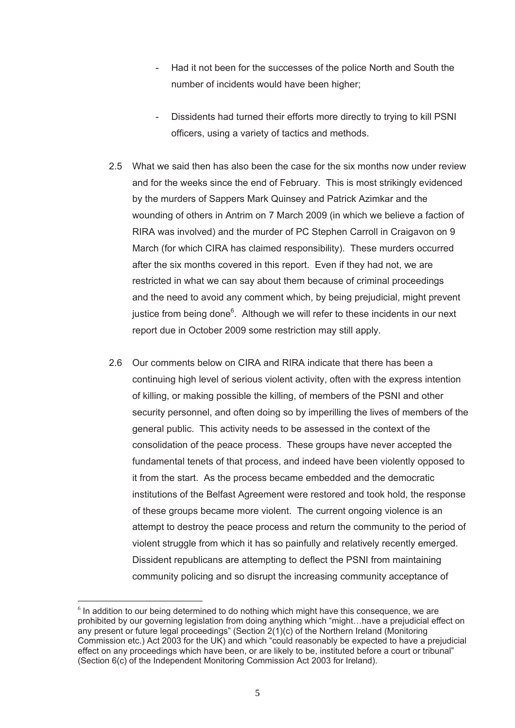- Had it not been for the successes of the police North and South the number of incidents would have been higher;

- Dissidents had turned their efforts more directly to trying to kill PSNI officers, using a variety of tactics and methods.

2.5 What we said then has also been the case for the six months now under review and for the weeks since the end of February. This is most strikingly evidenced by the murders of Sappers Mark Quinsey and Patrick Azimkar and the wounding of others in Antrim on 7 March 2009 (in which we believe a faction of RIRA was involved) and the murder of PC Stephen Carroll in Craigavon on 9 March (for which CIRA has claimed responsibility). These murders occurred after the six months covered in this report. Even if they had not, we are restricted in what we can say about them because of criminal proceedings and the need to avoid any comment which, by being prejudicial, might prevent justice from being done[6]. Although we will refer to these incidents in our next report due in October 2009 some restriction may still apply.

2.6 Our comments below on CIRA and RIRA indicate that there has been a continuing high level of serious violent activity, often with the express intention of killing, or making possible the killing, of members of the PSNI and other security personnel, and often doing so by imperilling the lives of members of the general public. This activity needs to be assessed in the context of the consolidation of the peace process. These groups have never accepted the fundamental tenets of that process, and indeed have been violently opposed to it from the start. As the process became embedded and the democratic institutions of the Belfast Agreement were restored and took hold, the response of these groups became more violent. The current ongoing violence is an attempt to destroy the peace process and return the community to the period of violent struggle from which it has so painfully and relatively recently emerged. Dissident republicans are attempting to deflect the PSNI from maintaining community policing and so disrupt the increasing community acceptance of

[6] In addition to our being determined to do nothing which might have this consequence, we are prohibited by our governing legislation from doing anything which "might…have a prejudicial effect on any present or future legal proceedings" (Section 2(1)(c) of the Northern Ireland (Monitoring Commission etc.) Act 2003 for the UK) and which "could reasonably be expected to have a prejudicial effect on any proceedings which have been, or are likely to be, instituted before a court or tribunal" (Section 6(c) of the Independent Monitoring Commission Act 2003 for Ireland).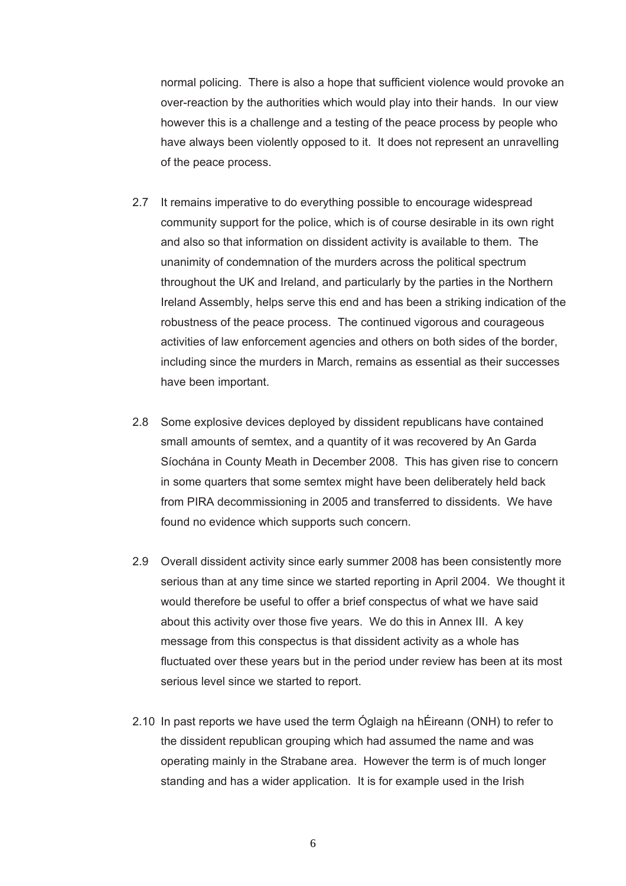normal policing. There is also a hope that sufficient violence would provoke an over-reaction by the authorities which would play into their hands. In our view however this is a challenge and a testing of the peace process by people who have always been violently opposed to it. It does not represent an unravelling of the peace process.

2.7 It remains imperative to do everything possible to encourage widespread community support for the police, which is of course desirable in its own right and also so that information on dissident activity is available to them. The unanimity of condemnation of the murders across the political spectrum throughout the UK and Ireland, and particularly by the parties in the Northern Ireland Assembly, helps serve this end and has been a striking indication of the robustness of the peace process. The continued vigorous and courageous activities of law enforcement agencies and others on both sides of the border, including since the murders in March, remains as essential as their successes have been important.

2.8 Some explosive devices deployed by dissident republicans have contained small amounts of semtex, and a quantity of it was recovered by An Garda Síochána in County Meath in December 2008. This has given rise to concern in some quarters that some semtex might have been deliberately held back from PIRA decommissioning in 2005 and transferred to dissidents. We have found no evidence which supports such concern.

2.9 Overall dissident activity since early summer 2008 has been consistently more serious than at any time since we started reporting in April 2004. We thought it would therefore be useful to offer a brief conspectus of what we have said about this activity over those five years. We do this in Annex III. A key message from this conspectus is that dissident activity as a whole has fluctuated over these years but in the period under review has been at its most serious level since we started to report.

2.10 In past reports we have used the term Óglaigh na hÉireann (ONH) to refer to the dissident republican grouping which had assumed the name and was operating mainly in the Strabane area. However the term is of much longer standing and has a wider application. It is for example used in the Irish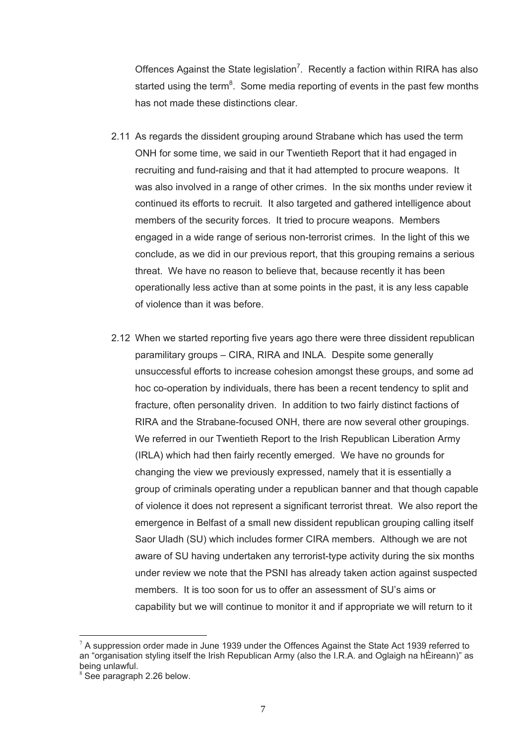Offences Against the State legislation[7]. Recently a faction within RIRA has also started using the term[8]. Some media reporting of events in the past few months has not made these distinctions clear.

2.11 As regards the dissident grouping around Strabane which has used the term ONH for some time, we said in our Twentieth Report that it had engaged in recruiting and fund-raising and that it had attempted to procure weapons. It was also involved in a range of other crimes. In the six months under review it continued its efforts to recruit. It also targeted and gathered intelligence about members of the security forces. It tried to procure weapons. Members engaged in a wide range of serious non-terrorist crimes. In the light of this we conclude, as we did in our previous report, that this grouping remains a serious threat. We have no reason to believe that, because recently it has been operationally less active than at some points in the past, it is any less capable of violence than it was before.

2.12 When we started reporting five years ago there were three dissident republican paramilitary groups – CIRA, RIRA and INLA. Despite some generally unsuccessful efforts to increase cohesion amongst these groups, and some ad hoc co-operation by individuals, there has been a recent tendency to split and fracture, often personality driven. In addition to two fairly distinct factions of RIRA and the Strabane-focused ONH, there are now several other groupings. We referred in our Twentieth Report to the Irish Republican Liberation Army (IRLA) which had then fairly recently emerged. We have no grounds for changing the view we previously expressed, namely that it is essentially a group of criminals operating under a republican banner and that though capable of violence it does not represent a significant terrorist threat. We also report the emergence in Belfast of a small new dissident republican grouping calling itself Saor Uladh (SU) which includes former CIRA members. Although we are not aware of SU having undertaken any terrorist-type activity during the six months under review we note that the PSNI has already taken action against suspected members. It is too soon for us to offer an assessment of SU's aims or capability but we will continue to monitor it and if appropriate we will return to it

---

[7] A suppression order made in June 1939 under the Offences Against the State Act 1939 referred to an "organisation styling itself the Irish Republican Army (also the I.R.A. and Oglaigh na hÉireann)" as being unlawful.

[8] See paragraph 2.26 below.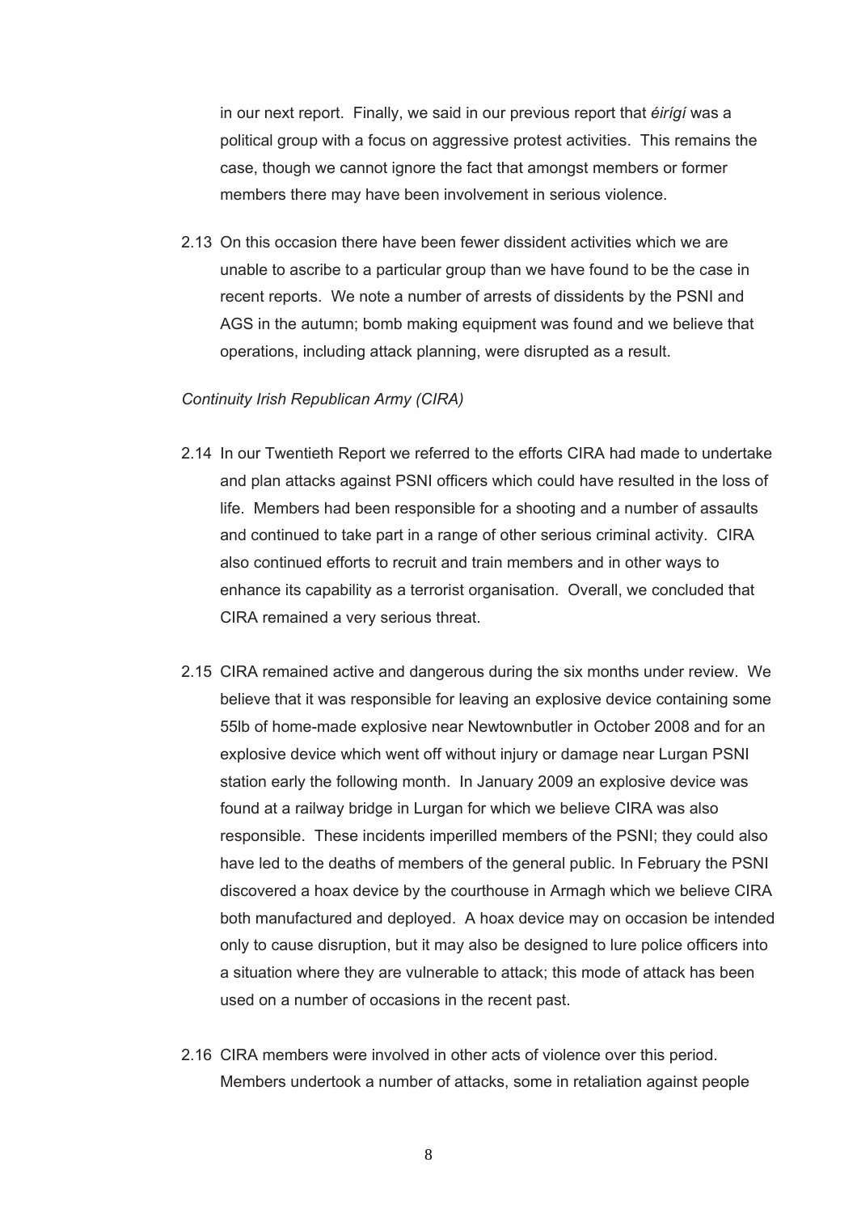in our next report. Finally, we said in our previous report that *éirígí* was a political group with a focus on aggressive protest activities. This remains the case, though we cannot ignore the fact that amongst members or former members there may have been involvement in serious violence.

2.13 On this occasion there have been fewer dissident activities which we are unable to ascribe to a particular group than we have found to be the case in recent reports. We note a number of arrests of dissidents by the PSNI and AGS in the autumn; bomb making equipment was found and we believe that operations, including attack planning, were disrupted as a result.

*Continuity Irish Republican Army (CIRA)*

2.14 In our Twentieth Report we referred to the efforts CIRA had made to undertake and plan attacks against PSNI officers which could have resulted in the loss of life. Members had been responsible for a shooting and a number of assaults and continued to take part in a range of other serious criminal activity. CIRA also continued efforts to recruit and train members and in other ways to enhance its capability as a terrorist organisation. Overall, we concluded that CIRA remained a very serious threat.

2.15 CIRA remained active and dangerous during the six months under review. We believe that it was responsible for leaving an explosive device containing some 55lb of home-made explosive near Newtownbutler in October 2008 and for an explosive device which went off without injury or damage near Lurgan PSNI station early the following month. In January 2009 an explosive device was found at a railway bridge in Lurgan for which we believe CIRA was also responsible. These incidents imperilled members of the PSNI; they could also have led to the deaths of members of the general public. In February the PSNI discovered a hoax device by the courthouse in Armagh which we believe CIRA both manufactured and deployed. A hoax device may on occasion be intended only to cause disruption, but it may also be designed to lure police officers into a situation where they are vulnerable to attack; this mode of attack has been used on a number of occasions in the recent past.

2.16 CIRA members were involved in other acts of violence over this period. Members undertook a number of attacks, some in retaliation against people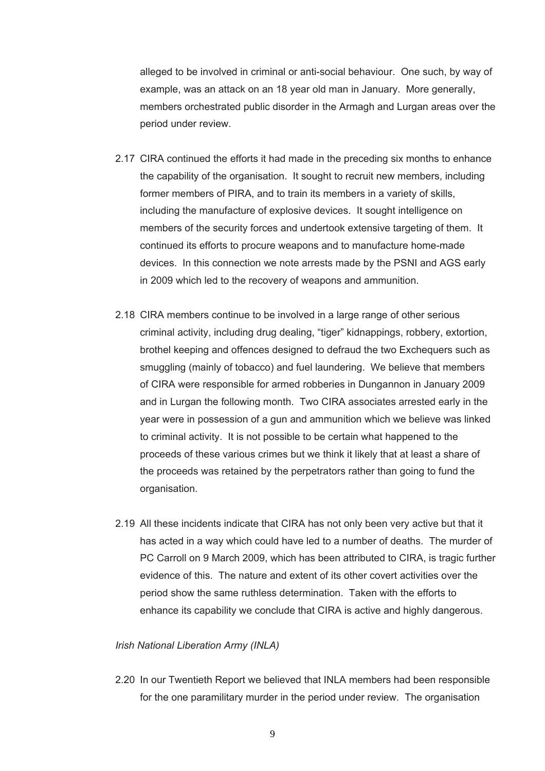alleged to be involved in criminal or anti-social behaviour. One such, by way of example, was an attack on an 18 year old man in January. More generally, members orchestrated public disorder in the Armagh and Lurgan areas over the period under review.

2.17 CIRA continued the efforts it had made in the preceding six months to enhance the capability of the organisation. It sought to recruit new members, including former members of PIRA, and to train its members in a variety of skills, including the manufacture of explosive devices. It sought intelligence on members of the security forces and undertook extensive targeting of them. It continued its efforts to procure weapons and to manufacture home-made devices. In this connection we note arrests made by the PSNI and AGS early in 2009 which led to the recovery of weapons and ammunition.

2.18 CIRA members continue to be involved in a large range of other serious criminal activity, including drug dealing, "tiger" kidnappings, robbery, extortion, brothel keeping and offences designed to defraud the two Exchequers such as smuggling (mainly of tobacco) and fuel laundering. We believe that members of CIRA were responsible for armed robberies in Dungannon in January 2009 and in Lurgan the following month. Two CIRA associates arrested early in the year were in possession of a gun and ammunition which we believe was linked to criminal activity. It is not possible to be certain what happened to the proceeds of these various crimes but we think it likely that at least a share of the proceeds was retained by the perpetrators rather than going to fund the organisation.

2.19 All these incidents indicate that CIRA has not only been very active but that it has acted in a way which could have led to a number of deaths. The murder of PC Carroll on 9 March 2009, which has been attributed to CIRA, is tragic further evidence of this. The nature and extent of its other covert activities over the period show the same ruthless determination. Taken with the efforts to enhance its capability we conclude that CIRA is active and highly dangerous.

*Irish National Liberation Army (INLA)*

2.20 In our Twentieth Report we believed that INLA members had been responsible for the one paramilitary murder in the period under review. The organisation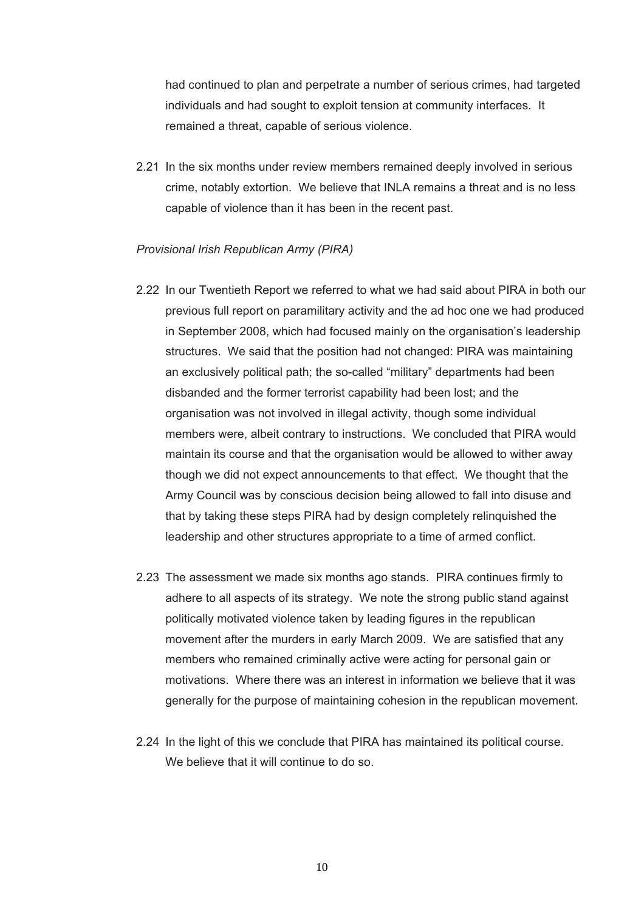had continued to plan and perpetrate a number of serious crimes, had targeted individuals and had sought to exploit tension at community interfaces. It remained a threat, capable of serious violence.

2.21 In the six months under review members remained deeply involved in serious crime, notably extortion. We believe that INLA remains a threat and is no less capable of violence than it has been in the recent past.

*Provisional Irish Republican Army (PIRA)*

2.22 In our Twentieth Report we referred to what we had said about PIRA in both our previous full report on paramilitary activity and the ad hoc one we had produced in September 2008, which had focused mainly on the organisation's leadership structures. We said that the position had not changed: PIRA was maintaining an exclusively political path; the so-called "military" departments had been disbanded and the former terrorist capability had been lost; and the organisation was not involved in illegal activity, though some individual members were, albeit contrary to instructions. We concluded that PIRA would maintain its course and that the organisation would be allowed to wither away though we did not expect announcements to that effect. We thought that the Army Council was by conscious decision being allowed to fall into disuse and that by taking these steps PIRA had by design completely relinquished the leadership and other structures appropriate to a time of armed conflict.

2.23 The assessment we made six months ago stands. PIRA continues firmly to adhere to all aspects of its strategy. We note the strong public stand against politically motivated violence taken by leading figures in the republican movement after the murders in early March 2009. We are satisfied that any members who remained criminally active were acting for personal gain or motivations. Where there was an interest in information we believe that it was generally for the purpose of maintaining cohesion in the republican movement.

2.24 In the light of this we conclude that PIRA has maintained its political course. We believe that it will continue to do so.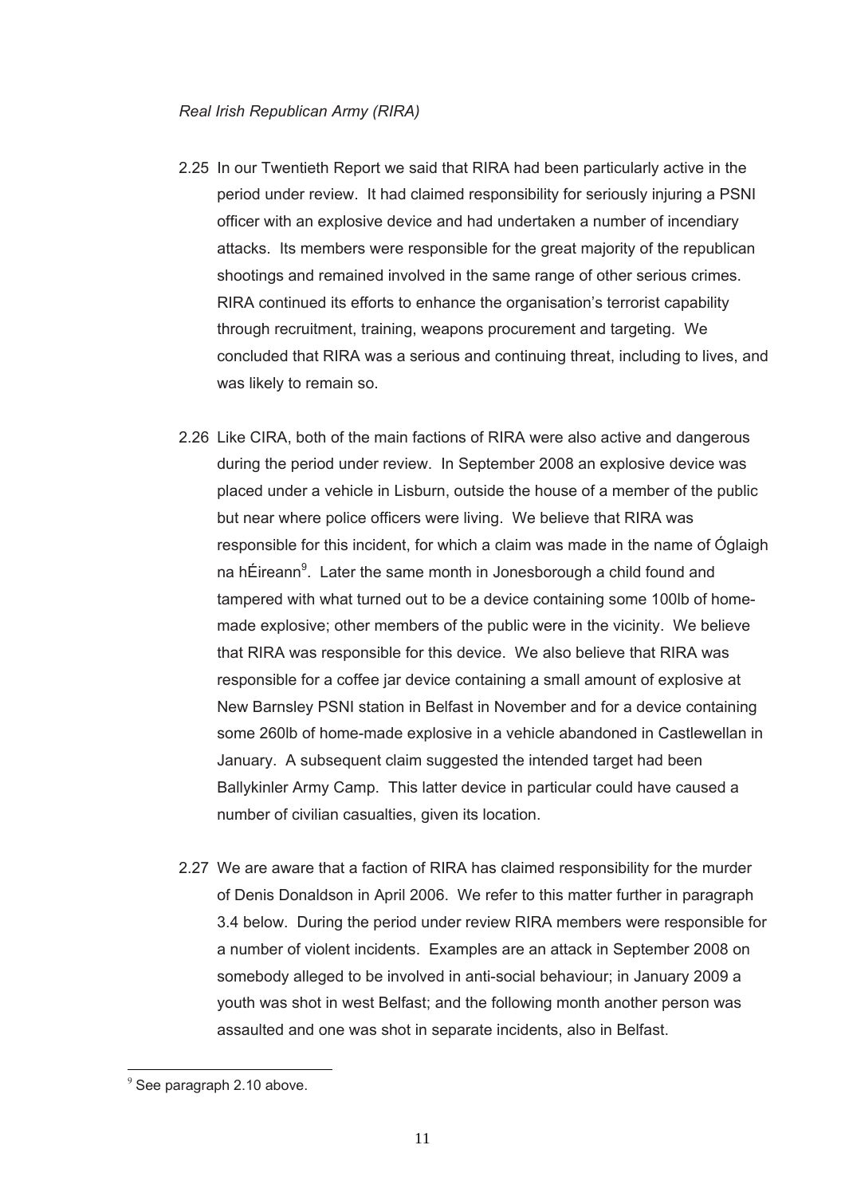*Real Irish Republican Army (RIRA)*

2.25 In our Twentieth Report we said that RIRA had been particularly active in the period under review. It had claimed responsibility for seriously injuring a PSNI officer with an explosive device and had undertaken a number of incendiary attacks. Its members were responsible for the great majority of the republican shootings and remained involved in the same range of other serious crimes. RIRA continued its efforts to enhance the organisation's terrorist capability through recruitment, training, weapons procurement and targeting. We concluded that RIRA was a serious and continuing threat, including to lives, and was likely to remain so.

2.26 Like CIRA, both of the main factions of RIRA were also active and dangerous during the period under review. In September 2008 an explosive device was placed under a vehicle in Lisburn, outside the house of a member of the public but near where police officers were living. We believe that RIRA was responsible for this incident, for which a claim was made in the name of Óglaigh na hÉireann[9]. Later the same month in Jonesborough a child found and tampered with what turned out to be a device containing some 100lb of home-made explosive; other members of the public were in the vicinity. We believe that RIRA was responsible for this device. We also believe that RIRA was responsible for a coffee jar device containing a small amount of explosive at New Barnsley PSNI station in Belfast in November and for a device containing some 260lb of home-made explosive in a vehicle abandoned in Castlewellan in January. A subsequent claim suggested the intended target had been Ballykinler Army Camp. This latter device in particular could have caused a number of civilian casualties, given its location.

2.27 We are aware that a faction of RIRA has claimed responsibility for the murder of Denis Donaldson in April 2006. We refer to this matter further in paragraph 3.4 below. During the period under review RIRA members were responsible for a number of violent incidents. Examples are an attack in September 2008 on somebody alleged to be involved in anti-social behaviour; in January 2009 a youth was shot in west Belfast; and the following month another person was assaulted and one was shot in separate incidents, also in Belfast.

[9] See paragraph 2.10 above.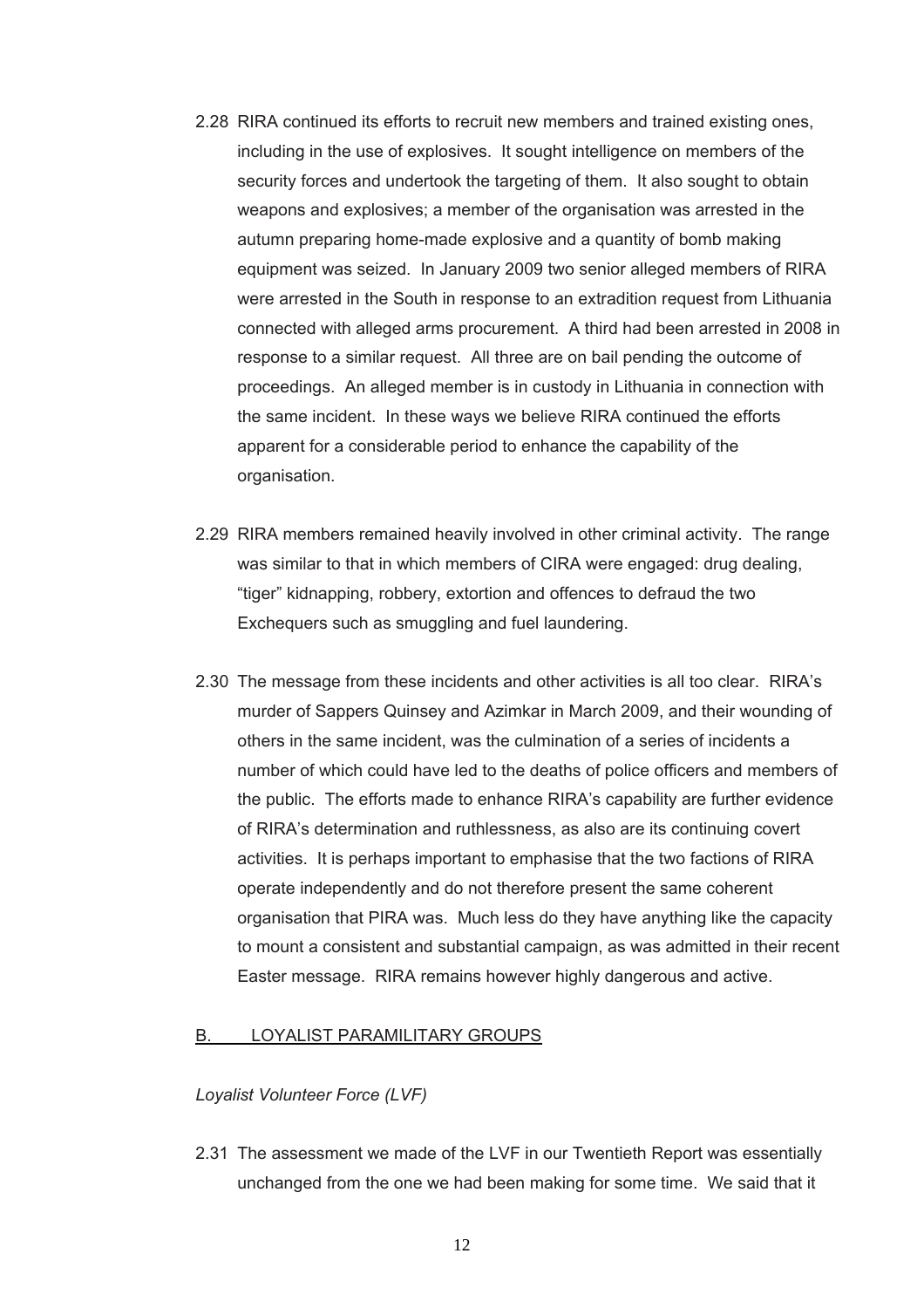2.28 RIRA continued its efforts to recruit new members and trained existing ones, including in the use of explosives. It sought intelligence on members of the security forces and undertook the targeting of them. It also sought to obtain weapons and explosives; a member of the organisation was arrested in the autumn preparing home-made explosive and a quantity of bomb making equipment was seized. In January 2009 two senior alleged members of RIRA were arrested in the South in response to an extradition request from Lithuania connected with alleged arms procurement. A third had been arrested in 2008 in response to a similar request. All three are on bail pending the outcome of proceedings. An alleged member is in custody in Lithuania in connection with the same incident. In these ways we believe RIRA continued the efforts apparent for a considerable period to enhance the capability of the organisation.

2.29 RIRA members remained heavily involved in other criminal activity. The range was similar to that in which members of CIRA were engaged: drug dealing, "tiger" kidnapping, robbery, extortion and offences to defraud the two Exchequers such as smuggling and fuel laundering.

2.30 The message from these incidents and other activities is all too clear. RIRA's murder of Sappers Quinsey and Azimkar in March 2009, and their wounding of others in the same incident, was the culmination of a series of incidents a number of which could have led to the deaths of police officers and members of the public. The efforts made to enhance RIRA's capability are further evidence of RIRA's determination and ruthlessness, as also are its continuing covert activities. It is perhaps important to emphasise that the two factions of RIRA operate independently and do not therefore present the same coherent organisation that PIRA was. Much less do they have anything like the capacity to mount a consistent and substantial campaign, as was admitted in their recent Easter message. RIRA remains however highly dangerous and active.

## B. LOYALIST PARAMILITARY GROUPS

*Loyalist Volunteer Force (LVF)*

2.31 The assessment we made of the LVF in our Twentieth Report was essentially unchanged from the one we had been making for some time. We said that it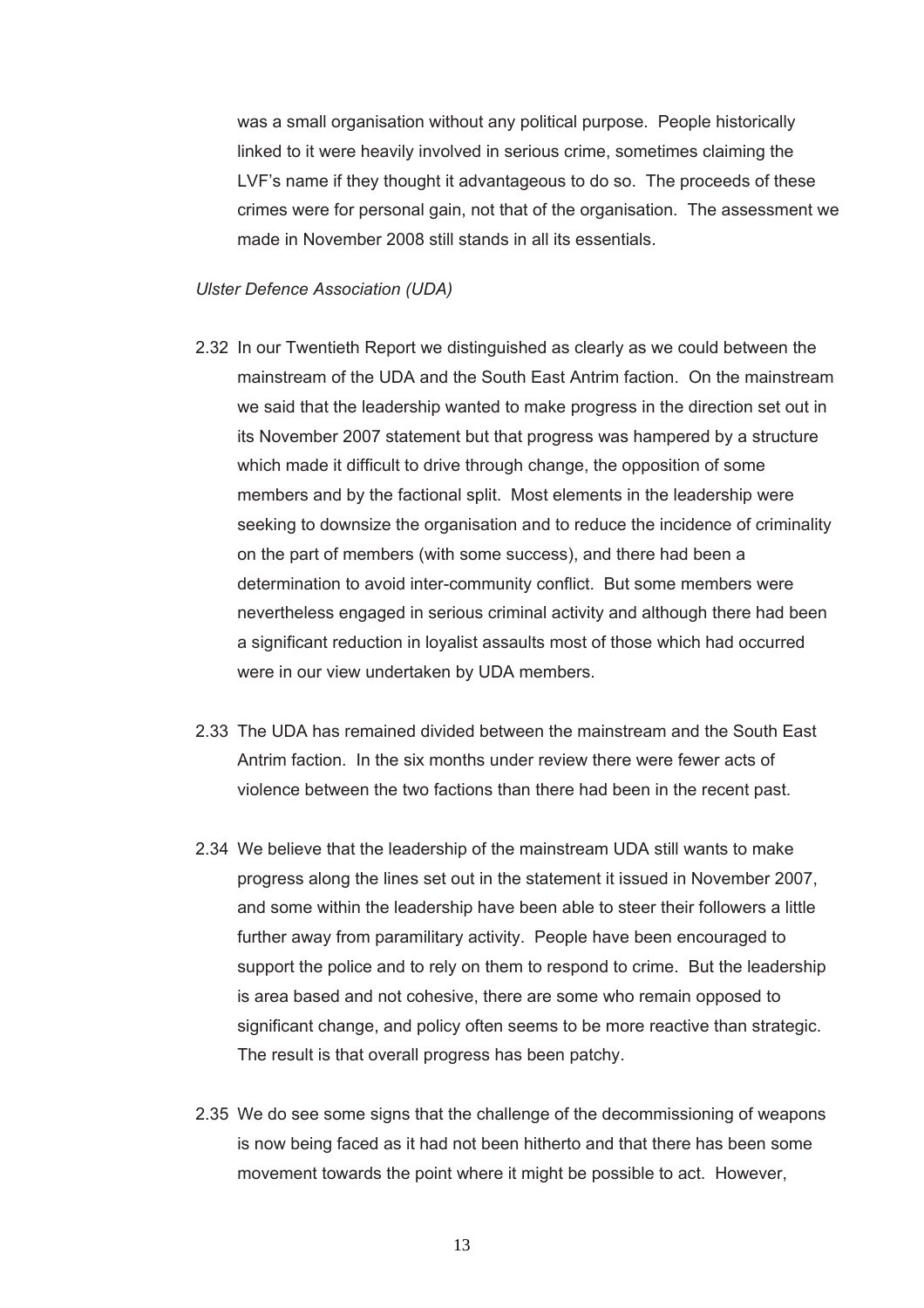was a small organisation without any political purpose. People historically linked to it were heavily involved in serious crime, sometimes claiming the LVF's name if they thought it advantageous to do so. The proceeds of these crimes were for personal gain, not that of the organisation. The assessment we made in November 2008 still stands in all its essentials.

*Ulster Defence Association (UDA)*

2.32 In our Twentieth Report we distinguished as clearly as we could between the mainstream of the UDA and the South East Antrim faction. On the mainstream we said that the leadership wanted to make progress in the direction set out in its November 2007 statement but that progress was hampered by a structure which made it difficult to drive through change, the opposition of some members and by the factional split. Most elements in the leadership were seeking to downsize the organisation and to reduce the incidence of criminality on the part of members (with some success), and there had been a determination to avoid inter-community conflict. But some members were nevertheless engaged in serious criminal activity and although there had been a significant reduction in loyalist assaults most of those which had occurred were in our view undertaken by UDA members.

2.33 The UDA has remained divided between the mainstream and the South East Antrim faction. In the six months under review there were fewer acts of violence between the two factions than there had been in the recent past.

2.34 We believe that the leadership of the mainstream UDA still wants to make progress along the lines set out in the statement it issued in November 2007, and some within the leadership have been able to steer their followers a little further away from paramilitary activity. People have been encouraged to support the police and to rely on them to respond to crime. But the leadership is area based and not cohesive, there are some who remain opposed to significant change, and policy often seems to be more reactive than strategic. The result is that overall progress has been patchy.

2.35 We do see some signs that the challenge of the decommissioning of weapons is now being faced as it had not been hitherto and that there has been some movement towards the point where it might be possible to act. However,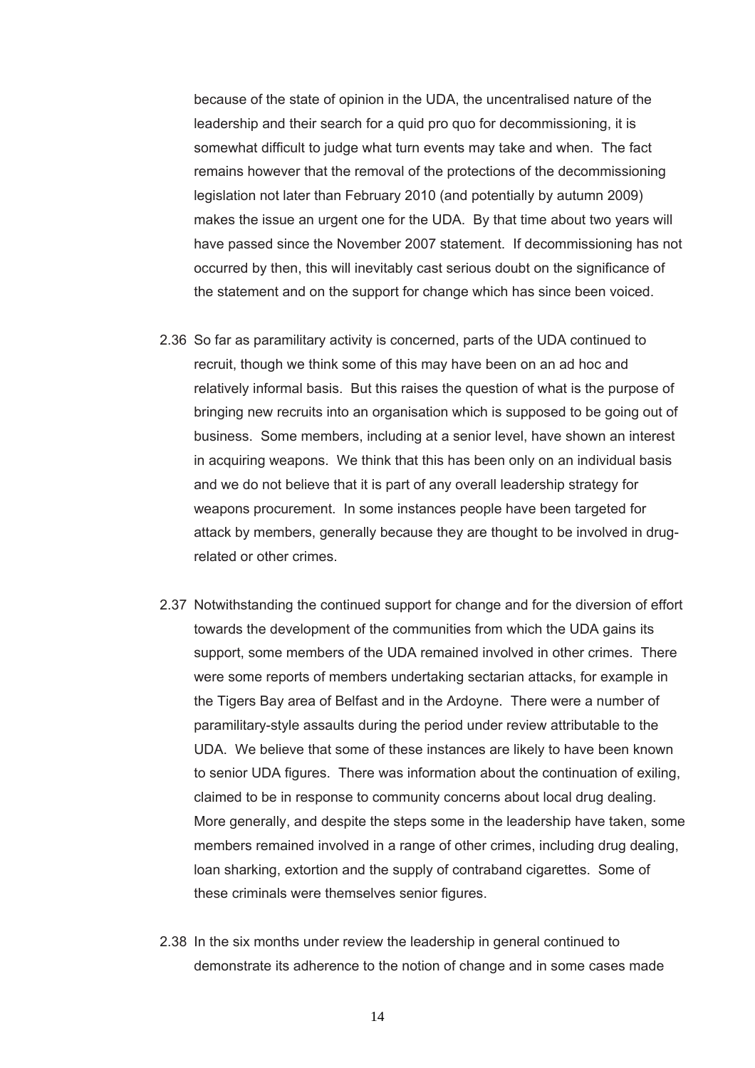because of the state of opinion in the UDA, the uncentralised nature of the leadership and their search for a quid pro quo for decommissioning, it is somewhat difficult to judge what turn events may take and when. The fact remains however that the removal of the protections of the decommissioning legislation not later than February 2010 (and potentially by autumn 2009) makes the issue an urgent one for the UDA. By that time about two years will have passed since the November 2007 statement. If decommissioning has not occurred by then, this will inevitably cast serious doubt on the significance of the statement and on the support for change which has since been voiced.

2.36 So far as paramilitary activity is concerned, parts of the UDA continued to recruit, though we think some of this may have been on an ad hoc and relatively informal basis. But this raises the question of what is the purpose of bringing new recruits into an organisation which is supposed to be going out of business. Some members, including at a senior level, have shown an interest in acquiring weapons. We think that this has been only on an individual basis and we do not believe that it is part of any overall leadership strategy for weapons procurement. In some instances people have been targeted for attack by members, generally because they are thought to be involved in drug-related or other crimes.

2.37 Notwithstanding the continued support for change and for the diversion of effort towards the development of the communities from which the UDA gains its support, some members of the UDA remained involved in other crimes. There were some reports of members undertaking sectarian attacks, for example in the Tigers Bay area of Belfast and in the Ardoyne. There were a number of paramilitary-style assaults during the period under review attributable to the UDA. We believe that some of these instances are likely to have been known to senior UDA figures. There was information about the continuation of exiling, claimed to be in response to community concerns about local drug dealing. More generally, and despite the steps some in the leadership have taken, some members remained involved in a range of other crimes, including drug dealing, loan sharking, extortion and the supply of contraband cigarettes. Some of these criminals were themselves senior figures.

2.38 In the six months under review the leadership in general continued to demonstrate its adherence to the notion of change and in some cases made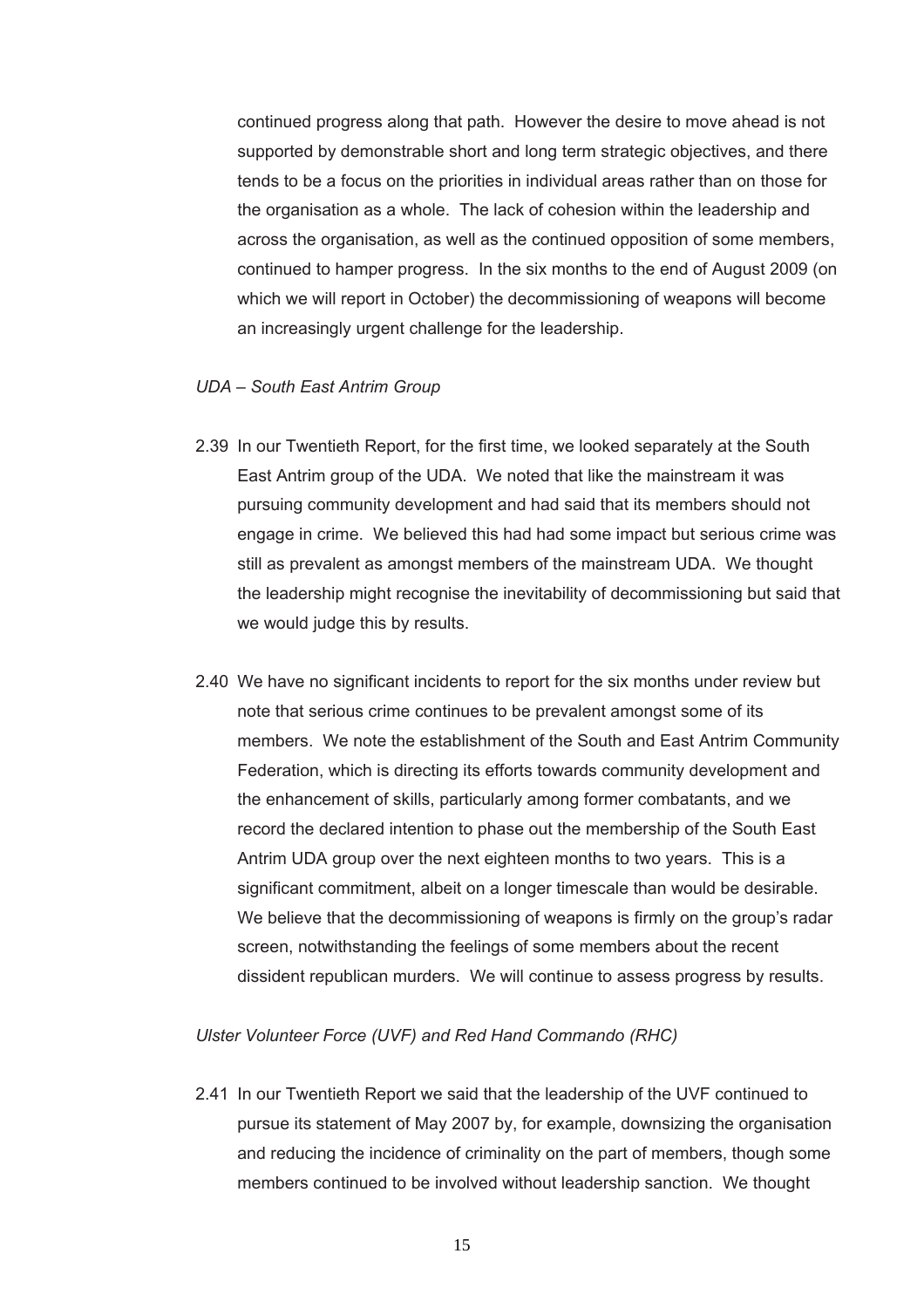continued progress along that path. However the desire to move ahead is not supported by demonstrable short and long term strategic objectives, and there tends to be a focus on the priorities in individual areas rather than on those for the organisation as a whole. The lack of cohesion within the leadership and across the organisation, as well as the continued opposition of some members, continued to hamper progress. In the six months to the end of August 2009 (on which we will report in October) the decommissioning of weapons will become an increasingly urgent challenge for the leadership.

*UDA – South East Antrim Group*

2.39 In our Twentieth Report, for the first time, we looked separately at the South East Antrim group of the UDA. We noted that like the mainstream it was pursuing community development and had said that its members should not engage in crime. We believed this had had some impact but serious crime was still as prevalent as amongst members of the mainstream UDA. We thought the leadership might recognise the inevitability of decommissioning but said that we would judge this by results.

2.40 We have no significant incidents to report for the six months under review but note that serious crime continues to be prevalent amongst some of its members. We note the establishment of the South and East Antrim Community Federation, which is directing its efforts towards community development and the enhancement of skills, particularly among former combatants, and we record the declared intention to phase out the membership of the South East Antrim UDA group over the next eighteen months to two years. This is a significant commitment, albeit on a longer timescale than would be desirable. We believe that the decommissioning of weapons is firmly on the group's radar screen, notwithstanding the feelings of some members about the recent dissident republican murders. We will continue to assess progress by results.

*Ulster Volunteer Force (UVF) and Red Hand Commando (RHC)*

2.41 In our Twentieth Report we said that the leadership of the UVF continued to pursue its statement of May 2007 by, for example, downsizing the organisation and reducing the incidence of criminality on the part of members, though some members continued to be involved without leadership sanction. We thought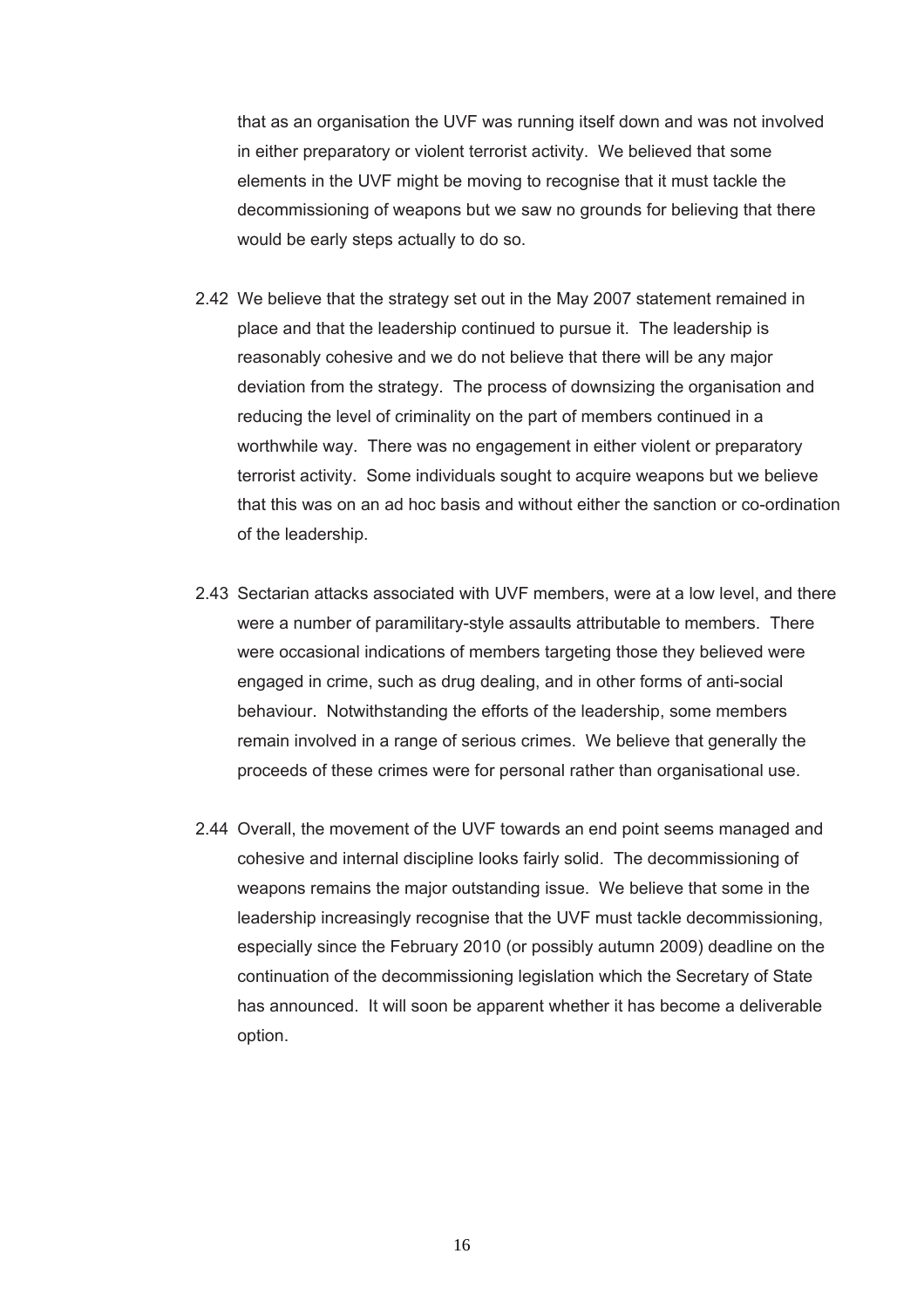that as an organisation the UVF was running itself down and was not involved in either preparatory or violent terrorist activity. We believed that some elements in the UVF might be moving to recognise that it must tackle the decommissioning of weapons but we saw no grounds for believing that there would be early steps actually to do so.

2.42 We believe that the strategy set out in the May 2007 statement remained in place and that the leadership continued to pursue it. The leadership is reasonably cohesive and we do not believe that there will be any major deviation from the strategy. The process of downsizing the organisation and reducing the level of criminality on the part of members continued in a worthwhile way. There was no engagement in either violent or preparatory terrorist activity. Some individuals sought to acquire weapons but we believe that this was on an ad hoc basis and without either the sanction or co-ordination of the leadership.

2.43 Sectarian attacks associated with UVF members, were at a low level, and there were a number of paramilitary-style assaults attributable to members. There were occasional indications of members targeting those they believed were engaged in crime, such as drug dealing, and in other forms of anti-social behaviour. Notwithstanding the efforts of the leadership, some members remain involved in a range of serious crimes. We believe that generally the proceeds of these crimes were for personal rather than organisational use.

2.44 Overall, the movement of the UVF towards an end point seems managed and cohesive and internal discipline looks fairly solid. The decommissioning of weapons remains the major outstanding issue. We believe that some in the leadership increasingly recognise that the UVF must tackle decommissioning, especially since the February 2010 (or possibly autumn 2009) deadline on the continuation of the decommissioning legislation which the Secretary of State has announced. It will soon be apparent whether it has become a deliverable option.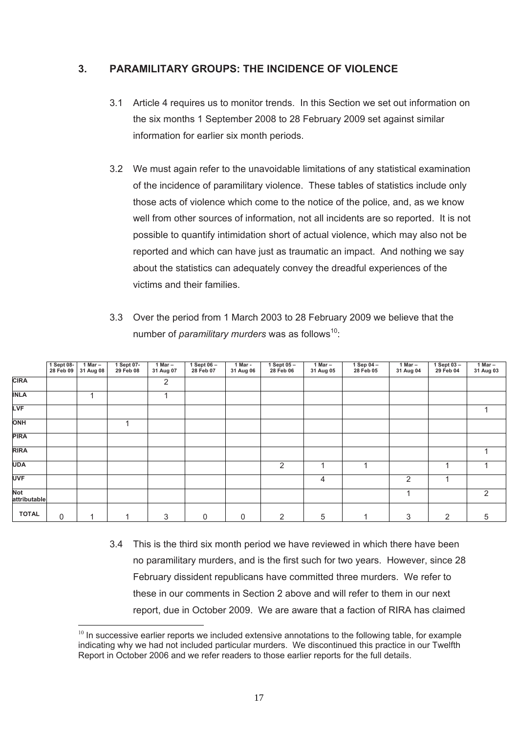## 3. PARAMILITARY GROUPS: THE INCIDENCE OF VIOLENCE

3.1 Article 4 requires us to monitor trends. In this Section we set out information on the six months 1 September 2008 to 28 February 2009 set against similar information for earlier six month periods.

3.2 We must again refer to the unavoidable limitations of any statistical examination of the incidence of paramilitary violence. These tables of statistics include only those acts of violence which come to the notice of the police, and, as we know well from other sources of information, not all incidents are so reported. It is not possible to quantify intimidation short of actual violence, which may also not be reported and which can have just as traumatic an impact. And nothing we say about the statistics can adequately convey the dreadful experiences of the victims and their families.

3.3 Over the period from 1 March 2003 to 28 February 2009 we believe that the number of *paramilitary murders* was as follows[10]:

| | 1 Sept 08- 28 Feb 09 | 1 Mar – 31 Aug 08 | 1 Sept 07- 29 Feb 08 | 1 Mar – 31 Aug 07 | 1 Sept 06 – 28 Feb 07 | 1 Mar - 31 Aug 06 | 1 Sept 05 – 28 Feb 06 | 1 Mar – 31 Aug 05 | 1 Sep 04 – 28 Feb 05 | 1 Mar – 31 Aug 04 | 1 Sept 03 – 29 Feb 04 | 1 Mar – 31 Aug 03 |
|---|---|---|---|---|---|---|---|---|---|---|---|---|
| **CIRA** | | | | 2 | | | | | | | | |
| **INLA** | | 1 | | 1 | | | | | | | | |
| **LVF** | | | | | | | | | | | | 1 |
| **ONH** | | | 1 | | | | | | | | | |
| **PIRA** | | | | | | | | | | | | |
| **RIRA** | | | | | | | | | | | | 1 |
| **UDA** | | | | | | | 2 | 1 | 1 | | 1 | 1 |
| **UVF** | | | | | | | | 4 | | 2 | 1 | |
| **Not attributable** | | | | | | | | | | 1 | | 2 |
| **TOTAL** | 0 | 1 | 1 | 3 | 0 | 0 | 2 | 5 | 1 | 3 | 2 | 5 |

3.4 This is the third six month period we have reviewed in which there have been no paramilitary murders, and is the first such for two years. However, since 28 February dissident republicans have committed three murders. We refer to these in our comments in Section 2 above and will refer to them in our next report, due in October 2009. We are aware that a faction of RIRA has claimed

[10] In successive earlier reports we included extensive annotations to the following table, for example indicating why we had not included particular murders. We discontinued this practice in our Twelfth Report in October 2006 and we refer readers to those earlier reports for the full details.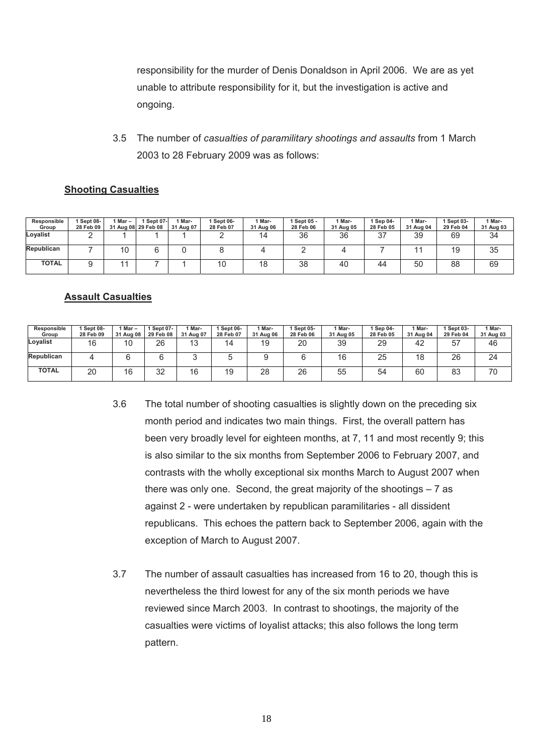responsibility for the murder of Denis Donaldson in April 2006. We are as yet unable to attribute responsibility for it, but the investigation is active and ongoing.

3.5 The number of *casualties of paramilitary shootings and assaults* from 1 March 2003 to 28 February 2009 was as follows:

**Shooting Casualties**

| Responsible Group | 1 Sept 08- 28 Feb 09 | 1 Mar – 31 Aug 08 | 1 Sept 07- 29 Feb 08 | 1 Mar- 31 Aug 07 | 1 Sept 06- 28 Feb 07 | 1 Mar- 31 Aug 06 | 1 Sept 05 - 28 Feb 06 | 1 Mar- 31 Aug 05 | 1 Sep 04- 28 Feb 05 | 1 Mar- 31 Aug 04 | 1 Sept 03- 29 Feb 04 | 1 Mar- 31 Aug 03 |
|---|---|---|---|---|---|---|---|---|---|---|---|---|
| Loyalist | 2 | 1 | 1 | 1 | 2 | 14 | 36 | 36 | 37 | 39 | 69 | 34 |
| Republican | 7 | 10 | 6 | 0 | 8 | 4 | 2 | 4 | 7 | 11 | 19 | 35 |
| TOTAL | 9 | 11 | 7 | 1 | 10 | 18 | 38 | 40 | 44 | 50 | 88 | 69 |

**Assault Casualties**

| Responsible Group | 1 Sept 08- 28 Feb 09 | 1 Mar – 31 Aug 08 | 1 Sept 07- 29 Feb 08 | 1 Mar- 31 Aug 07 | 1 Sept 06- 28 Feb 07 | 1 Mar- 31 Aug 06 | 1 Sept 05- 28 Feb 06 | 1 Mar- 31 Aug 05 | 1 Sep 04- 28 Feb 05 | 1 Mar- 31 Aug 04 | 1 Sept 03- 29 Feb 04 | 1 Mar- 31 Aug 03 |
|---|---|---|---|---|---|---|---|---|---|---|---|---|
| Loyalist | 16 | 10 | 26 | 13 | 14 | 19 | 20 | 39 | 29 | 42 | 57 | 46 |
| Republican | 4 | 6 | 6 | 3 | 5 | 9 | 6 | 16 | 25 | 18 | 26 | 24 |
| TOTAL | 20 | 16 | 32 | 16 | 19 | 28 | 26 | 55 | 54 | 60 | 83 | 70 |

3.6 The total number of shooting casualties is slightly down on the preceding six month period and indicates two main things. First, the overall pattern has been very broadly level for eighteen months, at 7, 11 and most recently 9; this is also similar to the six months from September 2006 to February 2007, and contrasts with the wholly exceptional six months March to August 2007 when there was only one. Second, the great majority of the shootings – 7 as against 2 - were undertaken by republican paramilitaries - all dissident republicans. This echoes the pattern back to September 2006, again with the exception of March to August 2007.

3.7 The number of assault casualties has increased from 16 to 20, though this is nevertheless the third lowest for any of the six month periods we have reviewed since March 2003. In contrast to shootings, the majority of the casualties were victims of loyalist attacks; this also follows the long term pattern.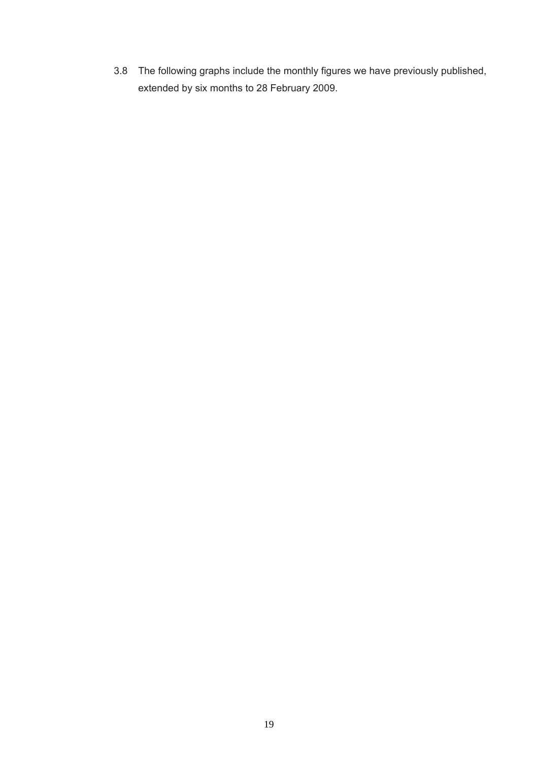3.8 The following graphs include the monthly figures we have previously published, extended by six months to 28 February 2009.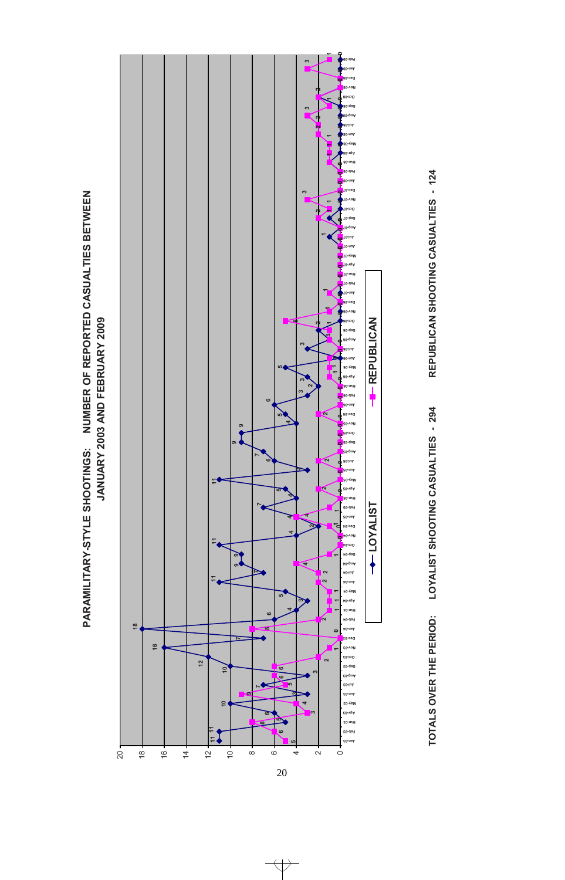# PARAMILITARY-STYLE SHOOTINGS: NUMBER OF REPORTED CASUALTIES BETWEEN JANUARY 2003 AND FEBRUARY 2009

TOTALS OVER THE PERIOD: LOYALIST SHOOTING CASUALTIES - 294 REPUBLICAN SHOOTING CASUALTIES - 124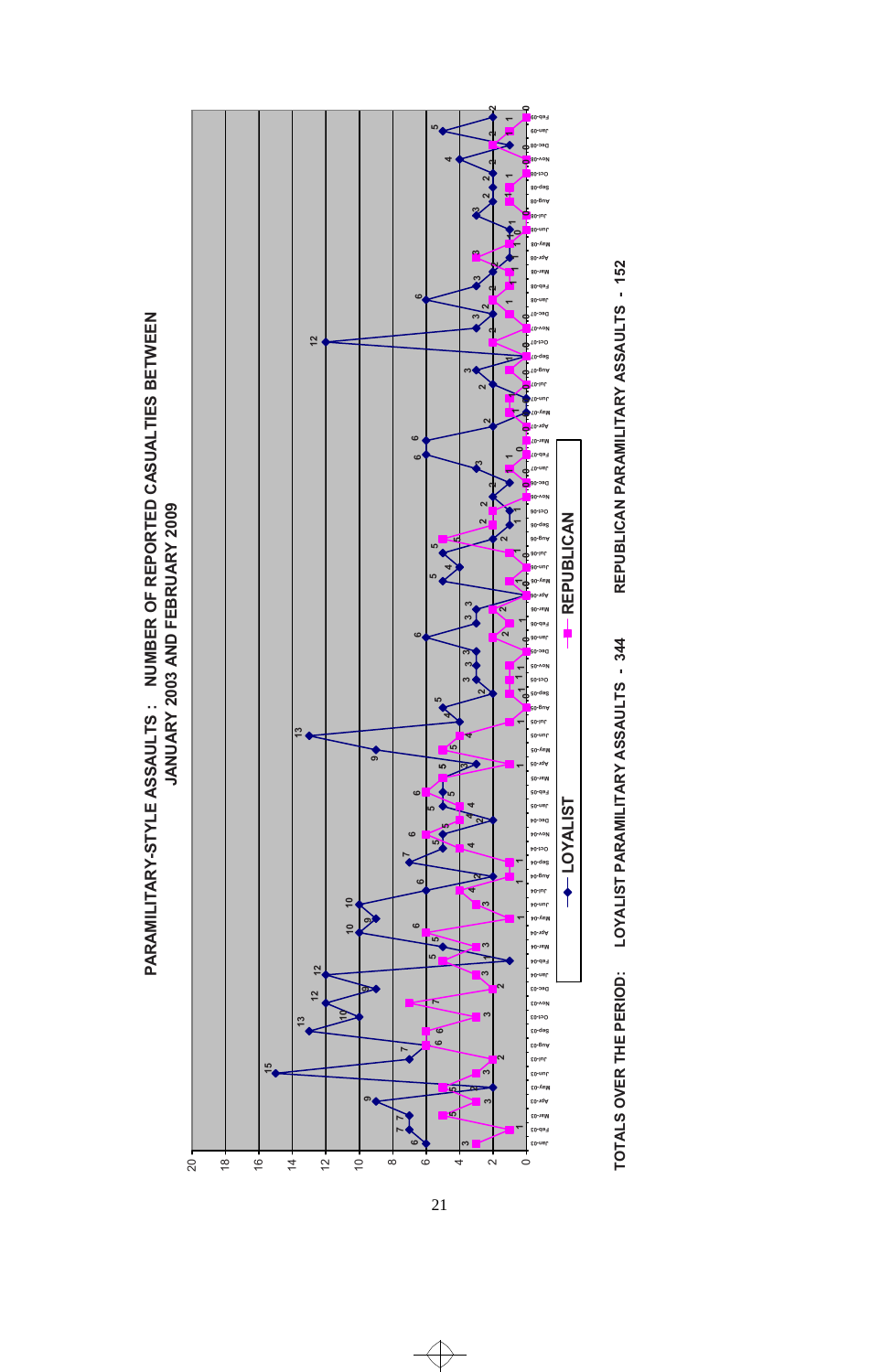# PARAMILITARY-STYLE ASSAULTS : NUMBER OF REPORTED CASUALTIES BETWEEN JANUARY 2003 AND FEBRUARY 2009

LOYALIST — REPUBLICAN

TOTALS OVER THE PERIOD: LOYALIST PARAMILITARY ASSAULTS - 344 REPUBLICAN PARAMILITARY ASSAULTS - 152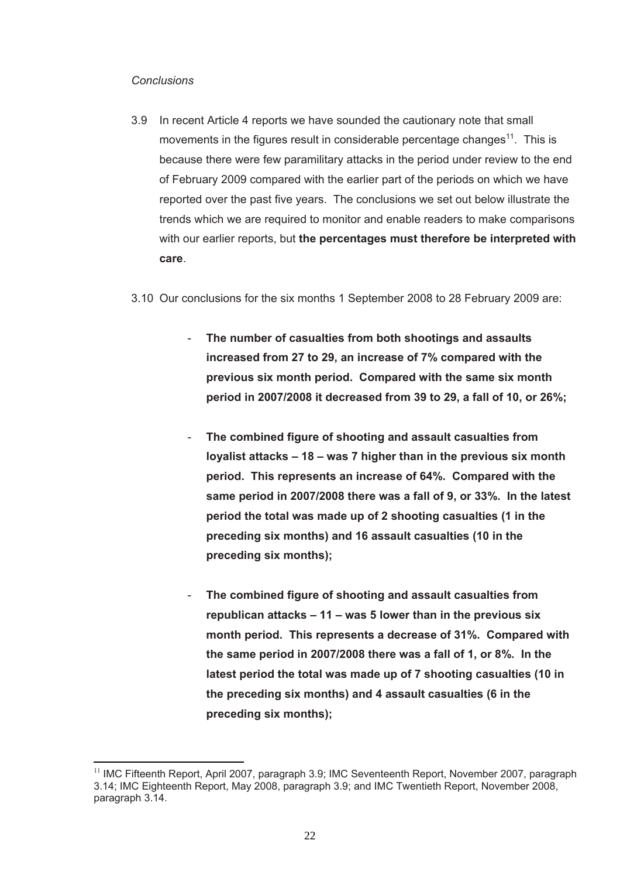*Conclusions*

3.9 In recent Article 4 reports we have sounded the cautionary note that small movements in the figures result in considerable percentage changes[11]. This is because there were few paramilitary attacks in the period under review to the end of February 2009 compared with the earlier part of the periods on which we have reported over the past five years. The conclusions we set out below illustrate the trends which we are required to monitor and enable readers to make comparisons with our earlier reports, but **the percentages must therefore be interpreted with care**.

3.10 Our conclusions for the six months 1 September 2008 to 28 February 2009 are:

- **The number of casualties from both shootings and assaults increased from 27 to 29, an increase of 7% compared with the previous six month period. Compared with the same six month period in 2007/2008 it decreased from 39 to 29, a fall of 10, or 26%;**

- **The combined figure of shooting and assault casualties from loyalist attacks – 18 – was 7 higher than in the previous six month period. This represents an increase of 64%. Compared with the same period in 2007/2008 there was a fall of 9, or 33%. In the latest period the total was made up of 2 shooting casualties (1 in the preceding six months) and 16 assault casualties (10 in the preceding six months);**

- **The combined figure of shooting and assault casualties from republican attacks – 11 – was 5 lower than in the previous six month period. This represents a decrease of 31%. Compared with the same period in 2007/2008 there was a fall of 1, or 8%. In the latest period the total was made up of 7 shooting casualties (10 in the preceding six months) and 4 assault casualties (6 in the preceding six months);**

[11] IMC Fifteenth Report, April 2007, paragraph 3.9; IMC Seventeenth Report, November 2007, paragraph 3.14; IMC Eighteenth Report, May 2008, paragraph 3.9; and IMC Twentieth Report, November 2008, paragraph 3.14.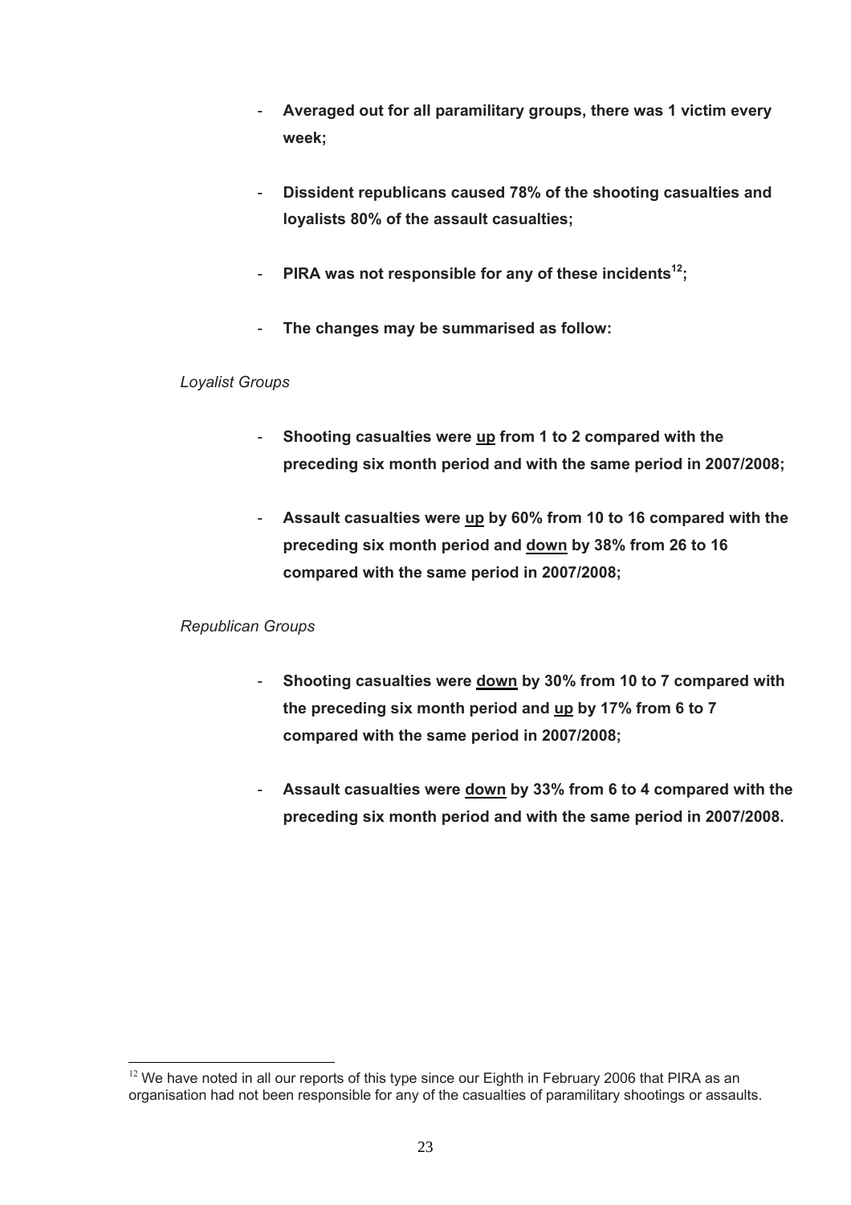- **Averaged out for all paramilitary groups, there was 1 victim every week;**

- **Dissident republicans caused 78% of the shooting casualties and loyalists 80% of the assault casualties;**

- **PIRA was not responsible for any of these incidents[12];**

- **The changes may be summarised as follow:**

*Loyalist Groups*

- **Shooting casualties were <u>up</u> from 1 to 2 compared with the preceding six month period and with the same period in 2007/2008;**

- **Assault casualties were <u>up</u> by 60% from 10 to 16 compared with the preceding six month period and <u>down</u> by 38% from 26 to 16 compared with the same period in 2007/2008;**

*Republican Groups*

- **Shooting casualties were <u>down</u> by 30% from 10 to 7 compared with the preceding six month period and <u>up</u> by 17% from 6 to 7 compared with the same period in 2007/2008;**

- **Assault casualties were <u>down</u> by 33% from 6 to 4 compared with the preceding six month period and with the same period in 2007/2008.**

---

[12] We have noted in all our reports of this type since our Eighth in February 2006 that PIRA as an organisation had not been responsible for any of the casualties of paramilitary shootings or assaults.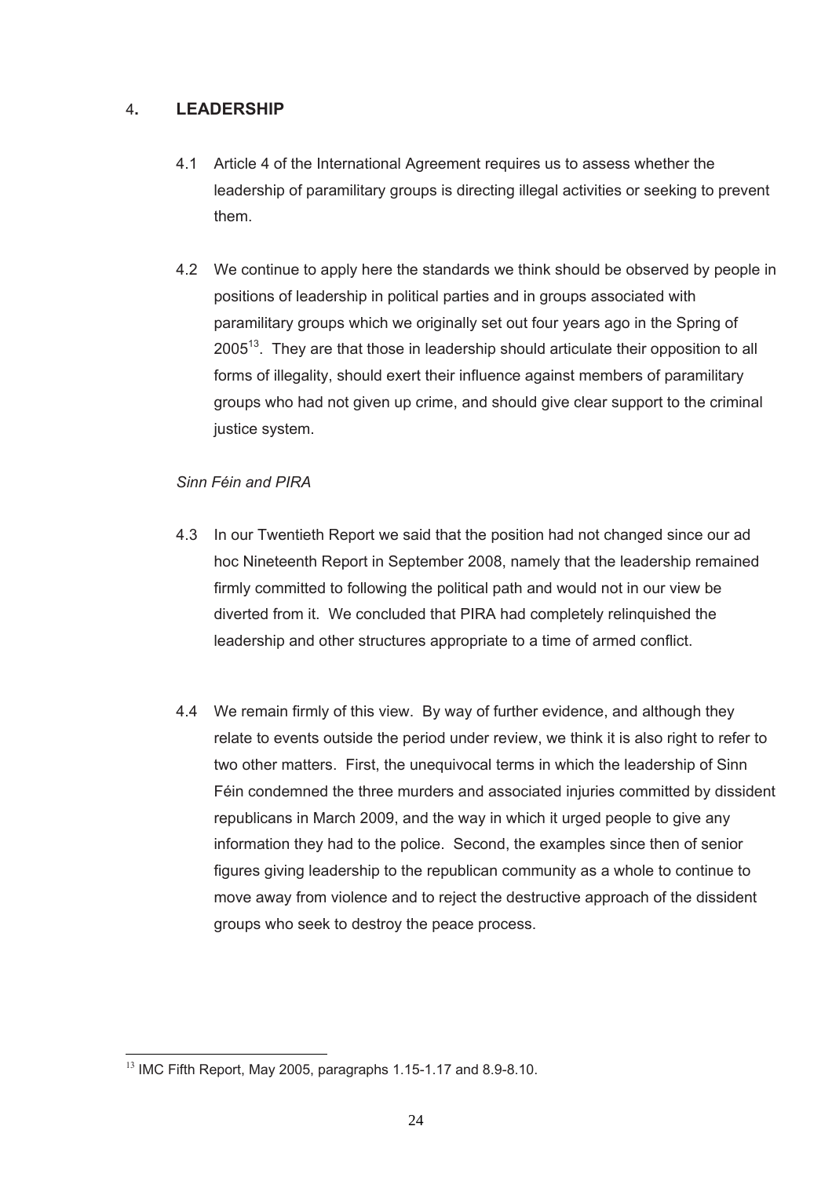## 4. LEADERSHIP

4.1 Article 4 of the International Agreement requires us to assess whether the leadership of paramilitary groups is directing illegal activities or seeking to prevent them.

4.2 We continue to apply here the standards we think should be observed by people in positions of leadership in political parties and in groups associated with paramilitary groups which we originally set out four years ago in the Spring of 2005[13]. They are that those in leadership should articulate their opposition to all forms of illegality, should exert their influence against members of paramilitary groups who had not given up crime, and should give clear support to the criminal justice system.

*Sinn Féin and PIRA*

4.3 In our Twentieth Report we said that the position had not changed since our ad hoc Nineteenth Report in September 2008, namely that the leadership remained firmly committed to following the political path and would not in our view be diverted from it. We concluded that PIRA had completely relinquished the leadership and other structures appropriate to a time of armed conflict.

4.4 We remain firmly of this view. By way of further evidence, and although they relate to events outside the period under review, we think it is also right to refer to two other matters. First, the unequivocal terms in which the leadership of Sinn Féin condemned the three murders and associated injuries committed by dissident republicans in March 2009, and the way in which it urged people to give any information they had to the police. Second, the examples since then of senior figures giving leadership to the republican community as a whole to continue to move away from violence and to reject the destructive approach of the dissident groups who seek to destroy the peace process.

[13] IMC Fifth Report, May 2005, paragraphs 1.15-1.17 and 8.9-8.10.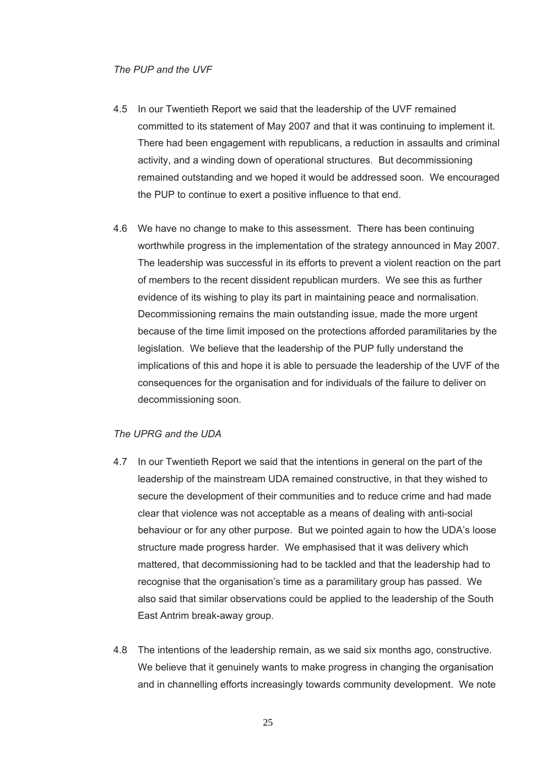*The PUP and the UVF*

4.5 In our Twentieth Report we said that the leadership of the UVF remained committed to its statement of May 2007 and that it was continuing to implement it. There had been engagement with republicans, a reduction in assaults and criminal activity, and a winding down of operational structures. But decommissioning remained outstanding and we hoped it would be addressed soon. We encouraged the PUP to continue to exert a positive influence to that end.

4.6 We have no change to make to this assessment. There has been continuing worthwhile progress in the implementation of the strategy announced in May 2007. The leadership was successful in its efforts to prevent a violent reaction on the part of members to the recent dissident republican murders. We see this as further evidence of its wishing to play its part in maintaining peace and normalisation. Decommissioning remains the main outstanding issue, made the more urgent because of the time limit imposed on the protections afforded paramilitaries by the legislation. We believe that the leadership of the PUP fully understand the implications of this and hope it is able to persuade the leadership of the UVF of the consequences for the organisation and for individuals of the failure to deliver on decommissioning soon.

*The UPRG and the UDA*

4.7 In our Twentieth Report we said that the intentions in general on the part of the leadership of the mainstream UDA remained constructive, in that they wished to secure the development of their communities and to reduce crime and had made clear that violence was not acceptable as a means of dealing with anti-social behaviour or for any other purpose. But we pointed again to how the UDA's loose structure made progress harder. We emphasised that it was delivery which mattered, that decommissioning had to be tackled and that the leadership had to recognise that the organisation's time as a paramilitary group has passed. We also said that similar observations could be applied to the leadership of the South East Antrim break-away group.

4.8 The intentions of the leadership remain, as we said six months ago, constructive. We believe that it genuinely wants to make progress in changing the organisation and in channelling efforts increasingly towards community development. We note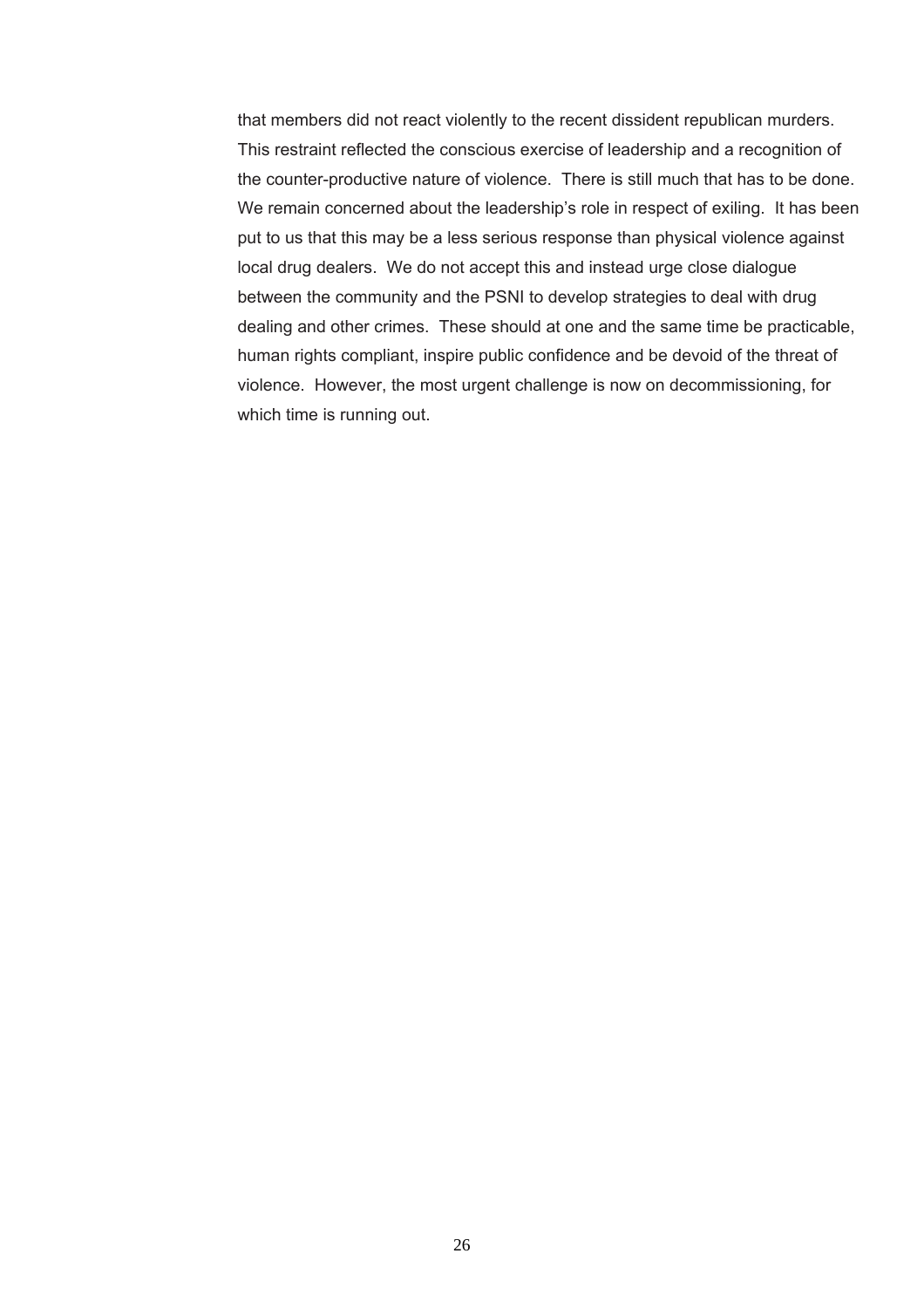that members did not react violently to the recent dissident republican murders. This restraint reflected the conscious exercise of leadership and a recognition of the counter-productive nature of violence. There is still much that has to be done. We remain concerned about the leadership's role in respect of exiling. It has been put to us that this may be a less serious response than physical violence against local drug dealers. We do not accept this and instead urge close dialogue between the community and the PSNI to develop strategies to deal with drug dealing and other crimes. These should at one and the same time be practicable, human rights compliant, inspire public confidence and be devoid of the threat of violence. However, the most urgent challenge is now on decommissioning, for which time is running out.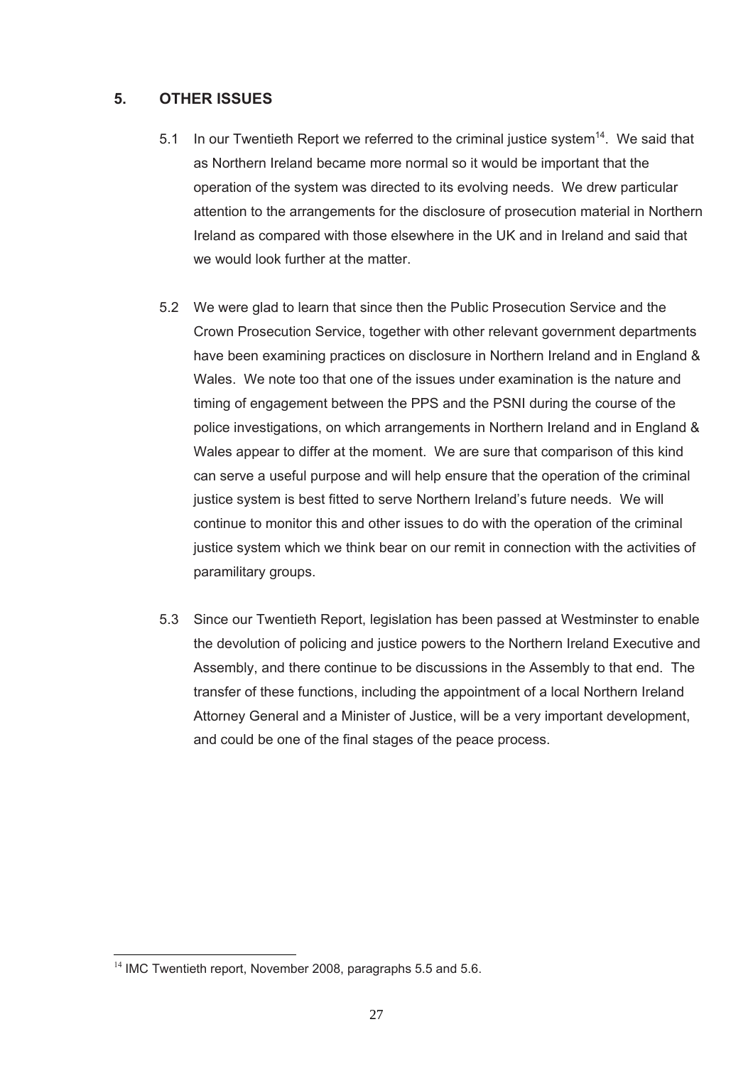## 5. OTHER ISSUES

5.1 In our Twentieth Report we referred to the criminal justice system[14]. We said that as Northern Ireland became more normal so it would be important that the operation of the system was directed to its evolving needs. We drew particular attention to the arrangements for the disclosure of prosecution material in Northern Ireland as compared with those elsewhere in the UK and in Ireland and said that we would look further at the matter.

5.2 We were glad to learn that since then the Public Prosecution Service and the Crown Prosecution Service, together with other relevant government departments have been examining practices on disclosure in Northern Ireland and in England & Wales. We note too that one of the issues under examination is the nature and timing of engagement between the PPS and the PSNI during the course of the police investigations, on which arrangements in Northern Ireland and in England & Wales appear to differ at the moment. We are sure that comparison of this kind can serve a useful purpose and will help ensure that the operation of the criminal justice system is best fitted to serve Northern Ireland's future needs. We will continue to monitor this and other issues to do with the operation of the criminal justice system which we think bear on our remit in connection with the activities of paramilitary groups.

5.3 Since our Twentieth Report, legislation has been passed at Westminster to enable the devolution of policing and justice powers to the Northern Ireland Executive and Assembly, and there continue to be discussions in the Assembly to that end. The transfer of these functions, including the appointment of a local Northern Ireland Attorney General and a Minister of Justice, will be a very important development, and could be one of the final stages of the peace process.

---

[14] IMC Twentieth report, November 2008, paragraphs 5.5 and 5.6.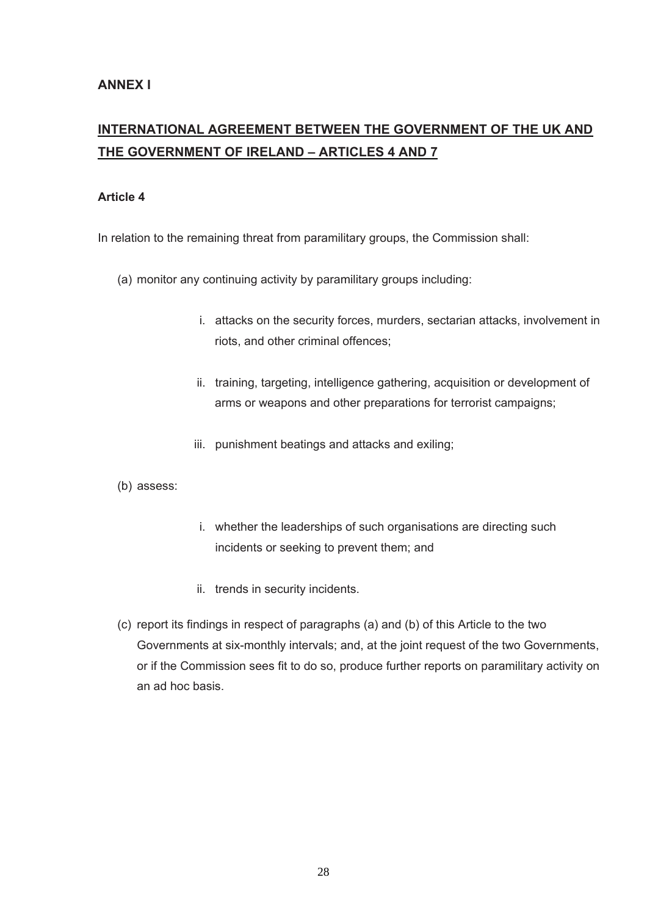## ANNEX I

## INTERNATIONAL AGREEMENT BETWEEN THE GOVERNMENT OF THE UK AND THE GOVERNMENT OF IRELAND – ARTICLES 4 AND 7

### Article 4

In relation to the remaining threat from paramilitary groups, the Commission shall:

(a) monitor any continuing activity by paramilitary groups including:

   i. attacks on the security forces, murders, sectarian attacks, involvement in riots, and other criminal offences;

   ii. training, targeting, intelligence gathering, acquisition or development of arms or weapons and other preparations for terrorist campaigns;

   iii. punishment beatings and attacks and exiling;

(b) assess:

   i. whether the leaderships of such organisations are directing such incidents or seeking to prevent them; and

   ii. trends in security incidents.

(c) report its findings in respect of paragraphs (a) and (b) of this Article to the two Governments at six-monthly intervals; and, at the joint request of the two Governments, or if the Commission sees fit to do so, produce further reports on paramilitary activity on an ad hoc basis.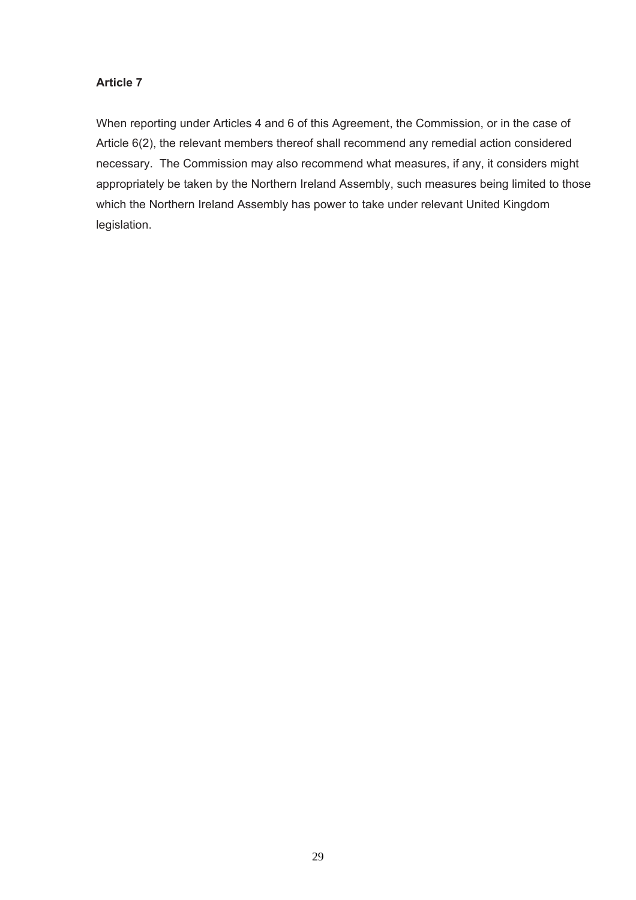**Article 7**

When reporting under Articles 4 and 6 of this Agreement, the Commission, or in the case of Article 6(2), the relevant members thereof shall recommend any remedial action considered necessary. The Commission may also recommend what measures, if any, it considers might appropriately be taken by the Northern Ireland Assembly, such measures being limited to those which the Northern Ireland Assembly has power to take under relevant United Kingdom legislation.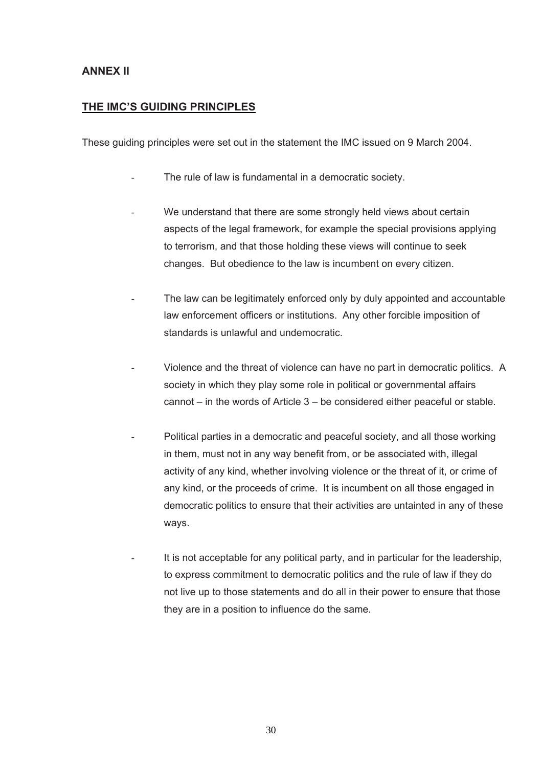## ANNEX II

## THE IMC'S GUIDING PRINCIPLES

These guiding principles were set out in the statement the IMC issued on 9 March 2004.

- The rule of law is fundamental in a democratic society.

- We understand that there are some strongly held views about certain aspects of the legal framework, for example the special provisions applying to terrorism, and that those holding these views will continue to seek changes. But obedience to the law is incumbent on every citizen.

- The law can be legitimately enforced only by duly appointed and accountable law enforcement officers or institutions. Any other forcible imposition of standards is unlawful and undemocratic.

- Violence and the threat of violence can have no part in democratic politics. A society in which they play some role in political or governmental affairs cannot – in the words of Article 3 – be considered either peaceful or stable.

- Political parties in a democratic and peaceful society, and all those working in them, must not in any way benefit from, or be associated with, illegal activity of any kind, whether involving violence or the threat of it, or crime of any kind, or the proceeds of crime. It is incumbent on all those engaged in democratic politics to ensure that their activities are untainted in any of these ways.

- It is not acceptable for any political party, and in particular for the leadership, to express commitment to democratic politics and the rule of law if they do not live up to those statements and do all in their power to ensure that those they are in a position to influence do the same.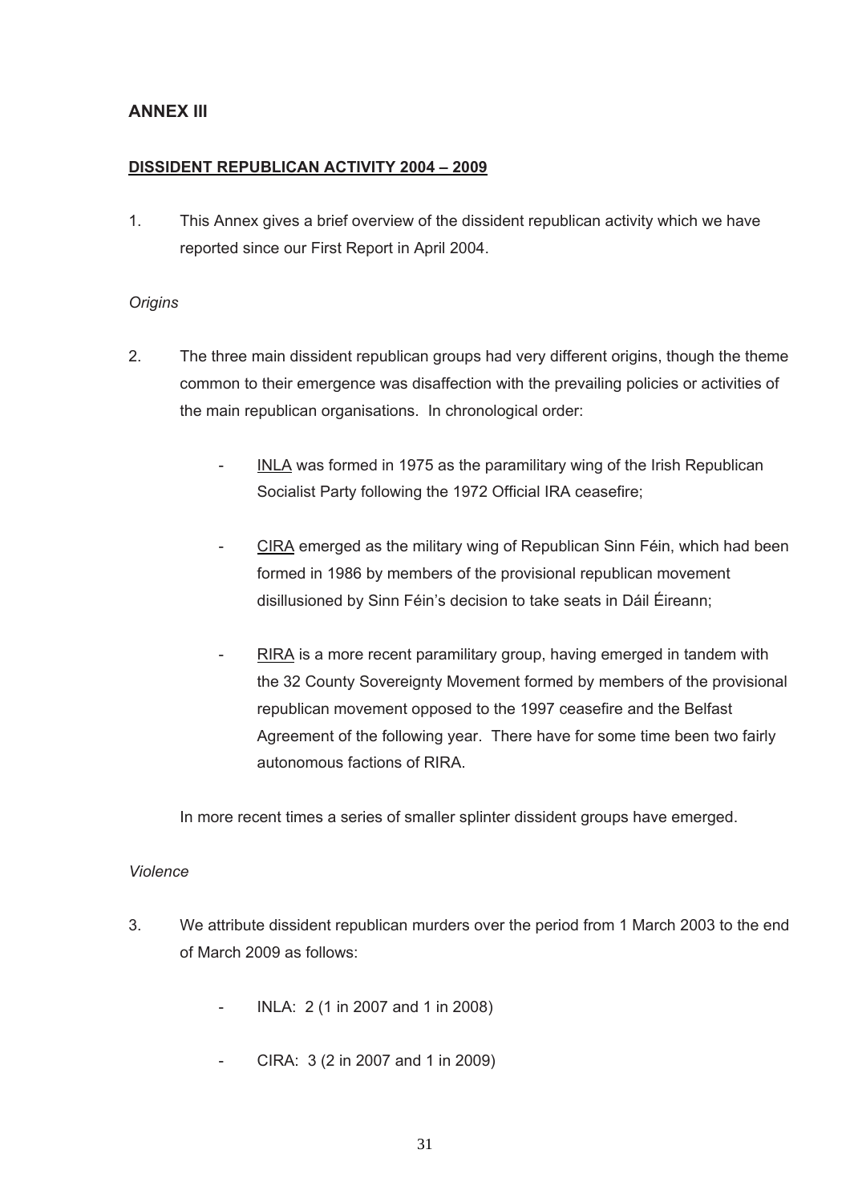## ANNEX III

**DISSIDENT REPUBLICAN ACTIVITY 2004 – 2009**

1. This Annex gives a brief overview of the dissident republican activity which we have reported since our First Report in April 2004.

*Origins*

2. The three main dissident republican groups had very different origins, though the theme common to their emergence was disaffection with the prevailing policies or activities of the main republican organisations. In chronological order:

    - INLA was formed in 1975 as the paramilitary wing of the Irish Republican Socialist Party following the 1972 Official IRA ceasefire;

    - CIRA emerged as the military wing of Republican Sinn Féin, which had been formed in 1986 by members of the provisional republican movement disillusioned by Sinn Féin's decision to take seats in Dáil Éireann;

    - RIRA is a more recent paramilitary group, having emerged in tandem with the 32 County Sovereignty Movement formed by members of the provisional republican movement opposed to the 1997 ceasefire and the Belfast Agreement of the following year. There have for some time been two fairly autonomous factions of RIRA.

    In more recent times a series of smaller splinter dissident groups have emerged.

*Violence*

3. We attribute dissident republican murders over the period from 1 March 2003 to the end of March 2009 as follows:

    - INLA: 2 (1 in 2007 and 1 in 2008)

    - CIRA: 3 (2 in 2007 and 1 in 2009)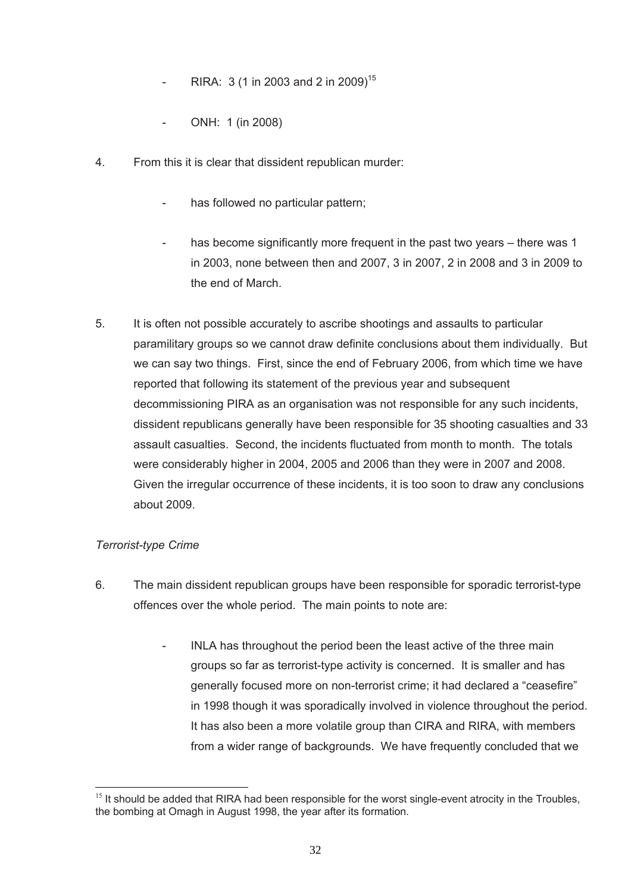- RIRA: 3 (1 in 2003 and 2 in 2009)[15]

- ONH: 1 (in 2008)

4. From this it is clear that dissident republican murder:

   - has followed no particular pattern;

   - has become significantly more frequent in the past two years – there was 1 in 2003, none between then and 2007, 3 in 2007, 2 in 2008 and 3 in 2009 to the end of March.

5. It is often not possible accurately to ascribe shootings and assaults to particular paramilitary groups so we cannot draw definite conclusions about them individually. But we can say two things. First, since the end of February 2006, from which time we have reported that following its statement of the previous year and subsequent decommissioning PIRA as an organisation was not responsible for any such incidents, dissident republicans generally have been responsible for 35 shooting casualties and 33 assault casualties. Second, the incidents fluctuated from month to month. The totals were considerably higher in 2004, 2005 and 2006 than they were in 2007 and 2008. Given the irregular occurrence of these incidents, it is too soon to draw any conclusions about 2009.

*Terrorist-type Crime*

6. The main dissident republican groups have been responsible for sporadic terrorist-type offences over the whole period. The main points to note are:

   - INLA has throughout the period been the least active of the three main groups so far as terrorist-type activity is concerned. It is smaller and has generally focused more on non-terrorist crime; it had declared a "ceasefire" in 1998 though it was sporadically involved in violence throughout the period. It has also been a more volatile group than CIRA and RIRA, with members from a wider range of backgrounds. We have frequently concluded that we

[15] It should be added that RIRA had been responsible for the worst single-event atrocity in the Troubles, the bombing at Omagh in August 1998, the year after its formation.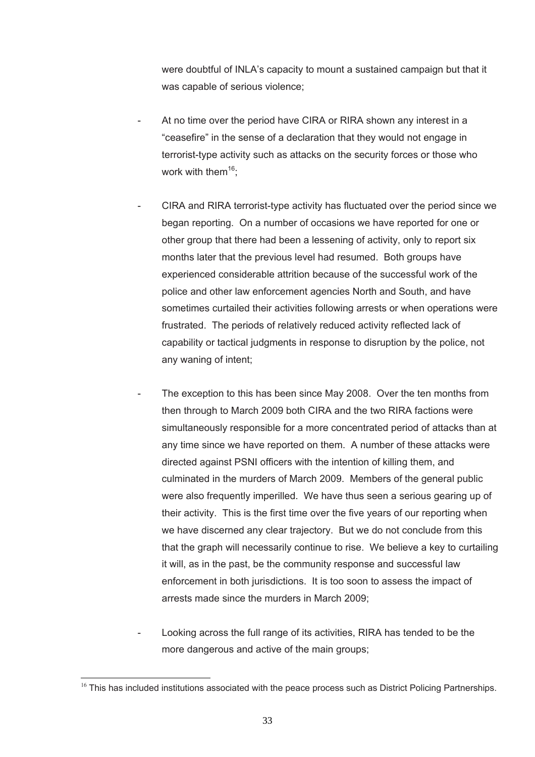were doubtful of INLA's capacity to mount a sustained campaign but that it was capable of serious violence;

- At no time over the period have CIRA or RIRA shown any interest in a "ceasefire" in the sense of a declaration that they would not engage in terrorist-type activity such as attacks on the security forces or those who work with them[16];

- CIRA and RIRA terrorist-type activity has fluctuated over the period since we began reporting. On a number of occasions we have reported for one or other group that there had been a lessening of activity, only to report six months later that the previous level had resumed. Both groups have experienced considerable attrition because of the successful work of the police and other law enforcement agencies North and South, and have sometimes curtailed their activities following arrests or when operations were frustrated. The periods of relatively reduced activity reflected lack of capability or tactical judgments in response to disruption by the police, not any waning of intent;

- The exception to this has been since May 2008. Over the ten months from then through to March 2009 both CIRA and the two RIRA factions were simultaneously responsible for a more concentrated period of attacks than at any time since we have reported on them. A number of these attacks were directed against PSNI officers with the intention of killing them, and culminated in the murders of March 2009. Members of the general public were also frequently imperilled. We have thus seen a serious gearing up of their activity. This is the first time over the five years of our reporting when we have discerned any clear trajectory. But we do not conclude from this that the graph will necessarily continue to rise. We believe a key to curtailing it will, as in the past, be the community response and successful law enforcement in both jurisdictions. It is too soon to assess the impact of arrests made since the murders in March 2009;

- Looking across the full range of its activities, RIRA has tended to be the more dangerous and active of the main groups;

[16] This has included institutions associated with the peace process such as District Policing Partnerships.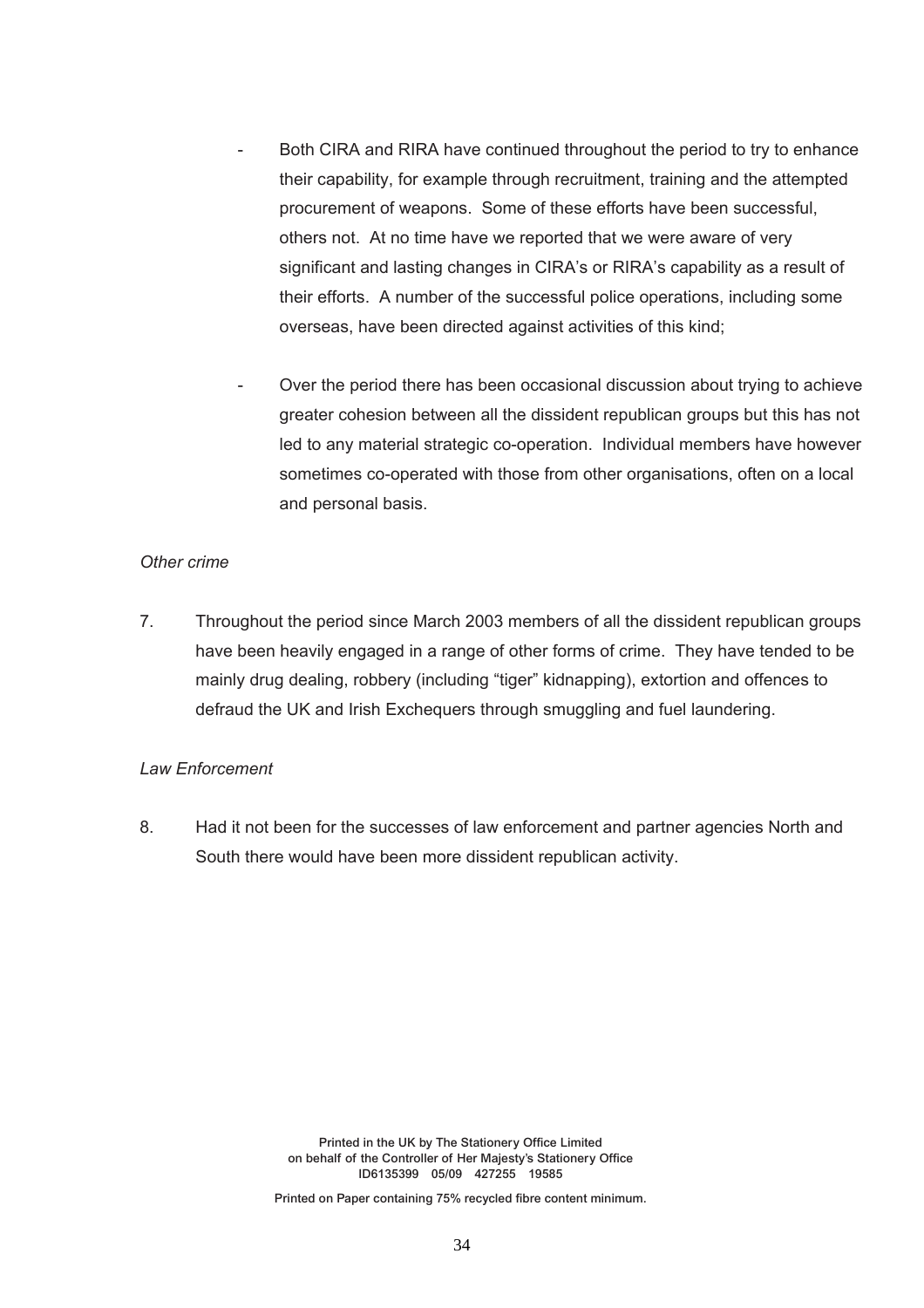- Both CIRA and RIRA have continued throughout the period to try to enhance their capability, for example through recruitment, training and the attempted procurement of weapons. Some of these efforts have been successful, others not. At no time have we reported that we were aware of very significant and lasting changes in CIRA's or RIRA's capability as a result of their efforts. A number of the successful police operations, including some overseas, have been directed against activities of this kind;

- Over the period there has been occasional discussion about trying to achieve greater cohesion between all the dissident republican groups but this has not led to any material strategic co-operation. Individual members have however sometimes co-operated with those from other organisations, often on a local and personal basis.

*Other crime*

7. Throughout the period since March 2003 members of all the dissident republican groups have been heavily engaged in a range of other forms of crime. They have tended to be mainly drug dealing, robbery (including "tiger" kidnapping), extortion and offences to defraud the UK and Irish Exchequers through smuggling and fuel laundering.

*Law Enforcement*

8. Had it not been for the successes of law enforcement and partner agencies North and South there would have been more dissident republican activity.

Printed in the UK by The Stationery Office Limited
on behalf of the Controller of Her Majesty's Stationery Office
ID6135399 05/09 427255 19585

Printed on Paper containing 75% recycled fibre content minimum.